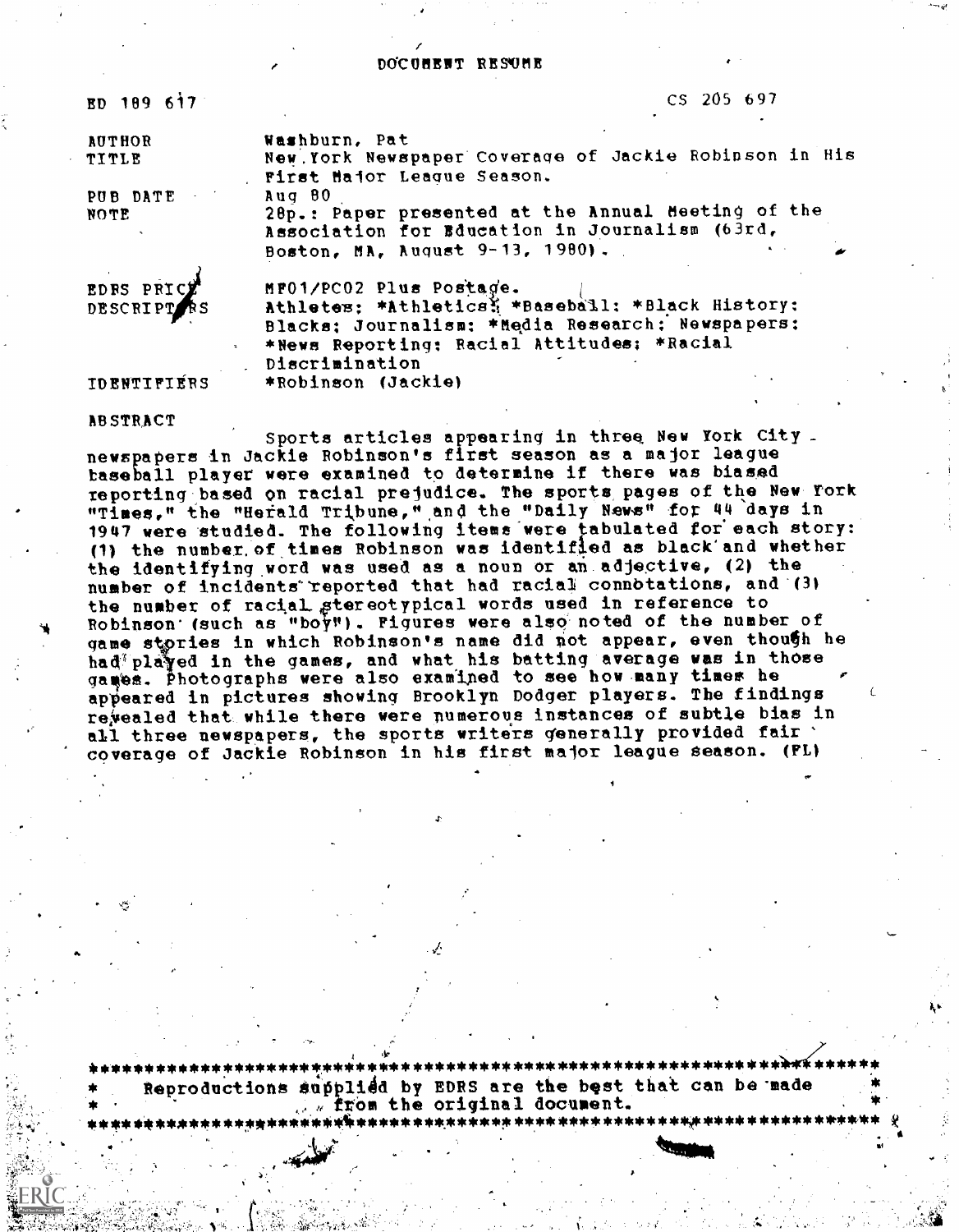# DOCUMENT RESUME

ED 189 617 CS 205 697

| | |
|---|---|
| AUTHOR | Washburn, Pat |
| TITLE | New York Newspaper Coverage of Jackie Robinson in His First Major League Season. |
| PUB DATE | Aug 80 |
| NOTE | 28p.: Paper presented at the Annual Meeting of the Association for Education in Journalism (63rd, Boston, MA, August 9-13, 1980). |
| EDRS PRICE | MF01/PC02 Plus Postage. |
| DESCRIPTORS | Athletes; *Athletics; *Baseball; *Black History; Blacks; Journalism; *Media Research; Newspapers; *News Reporting; Racial Attitudes; *Racial Discrimination |
| IDENTIFIERS | *Robinson (Jackie) |

## ABSTRACT

Sports articles appearing in three New York City newspapers in Jackie Robinson's first season as a major league baseball player were examined to determine if there was biased reporting based on racial prejudice. The sports pages of the New York "Times," the "Herald Tribune," and the "Daily News" for 44 days in 1947 were studied. The following items were tabulated for each story: (1) the number of times Robinson was identified as black and whether the identifying word was used as a noun or an adjective, (2) the number of incidents reported that had racial connotations, and (3) the number of racial stereotypical words used in reference to Robinson (such as "boy"). Figures were also noted of the number of game stories in which Robinson's name did not appear, even though he had played in the games, and what his batting average was in those games. Photographs were also examined to see how many times he appeared in pictures showing Brooklyn Dodger players. The findings revealed that while there were numerous instances of subtle bias in all three newspapers, the sports writers generally provided fair coverage of Jackie Robinson in his first major league season. (FL)

Reproductions supplied by EDRS are the best that can be made from the original document.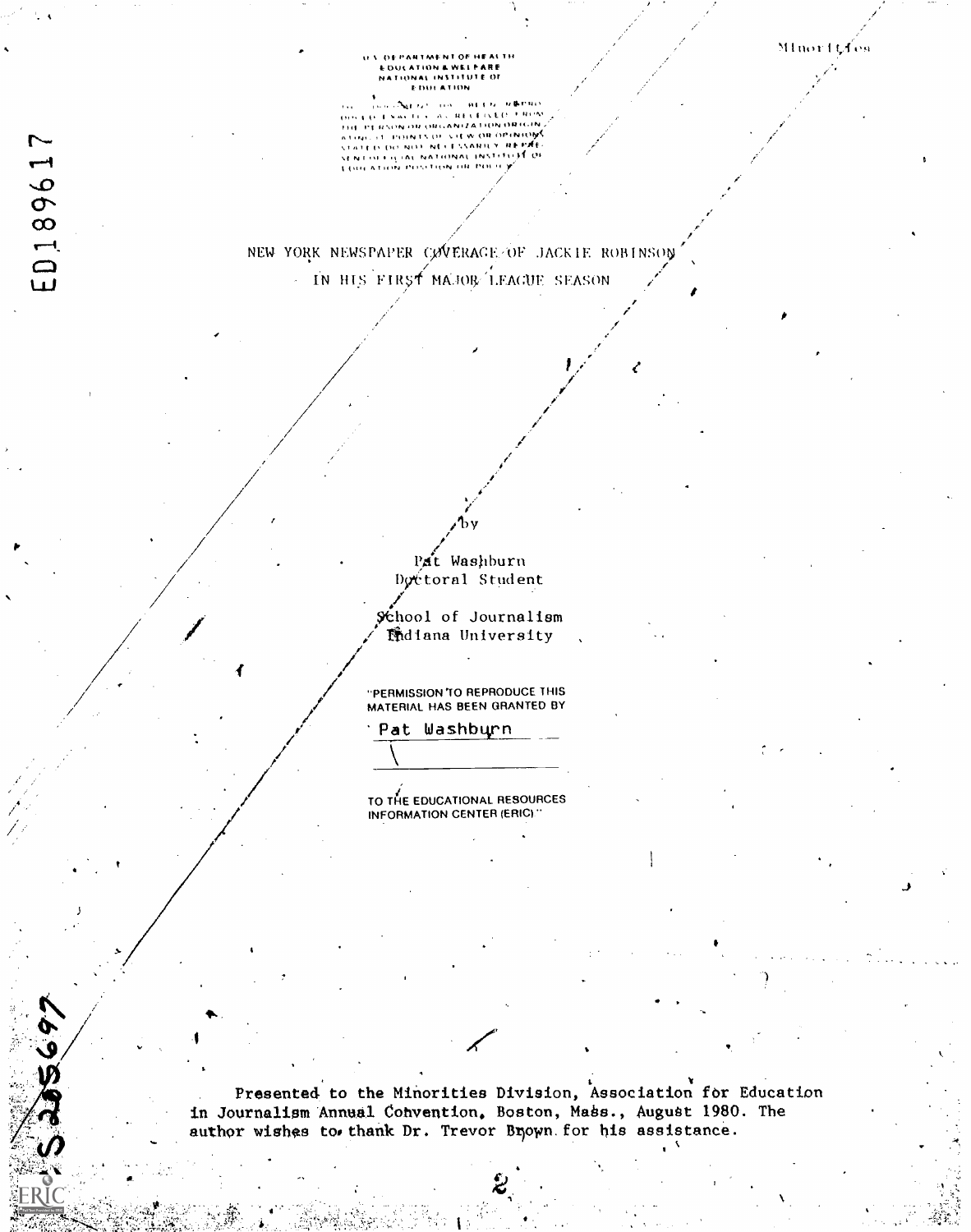U.S. DEPARTMENT OF HEALTH
EDUCATION & WELFARE
NATIONAL INSTITUTE OF
EDUCATION

THIS DOCUMENT HAS BEEN REPRODUCED EXACTLY AS RECEIVED FROM THE PERSON OR ORGANIZATION ORIGINATING IT. POINTS OF VIEW OR OPINIONS STATED DO NOT NECESSARILY REPRESENT OFFICIAL NATIONAL INSTITUTE OF EDUCATION POSITION OR POLICY

Minorities

ED189617

# NEW YORK NEWSPAPER COVERAGE OF JACKIE ROBINSON IN HIS FIRST MAJOR LEAGUE SEASON

by

Pat Washburn
Doctoral Student

School of Journalism
Indiana University

"PERMISSION TO REPRODUCE THIS MATERIAL HAS BEEN GRANTED BY

Pat Washburn

TO THE EDUCATIONAL RESOURCES INFORMATION CENTER (ERIC)."

Presented to the Minorities Division, Association for Education in Journalism Annual Convention, Boston, Mass., August 1980. The author wishes to thank Dr. Trevor Brown for his assistance.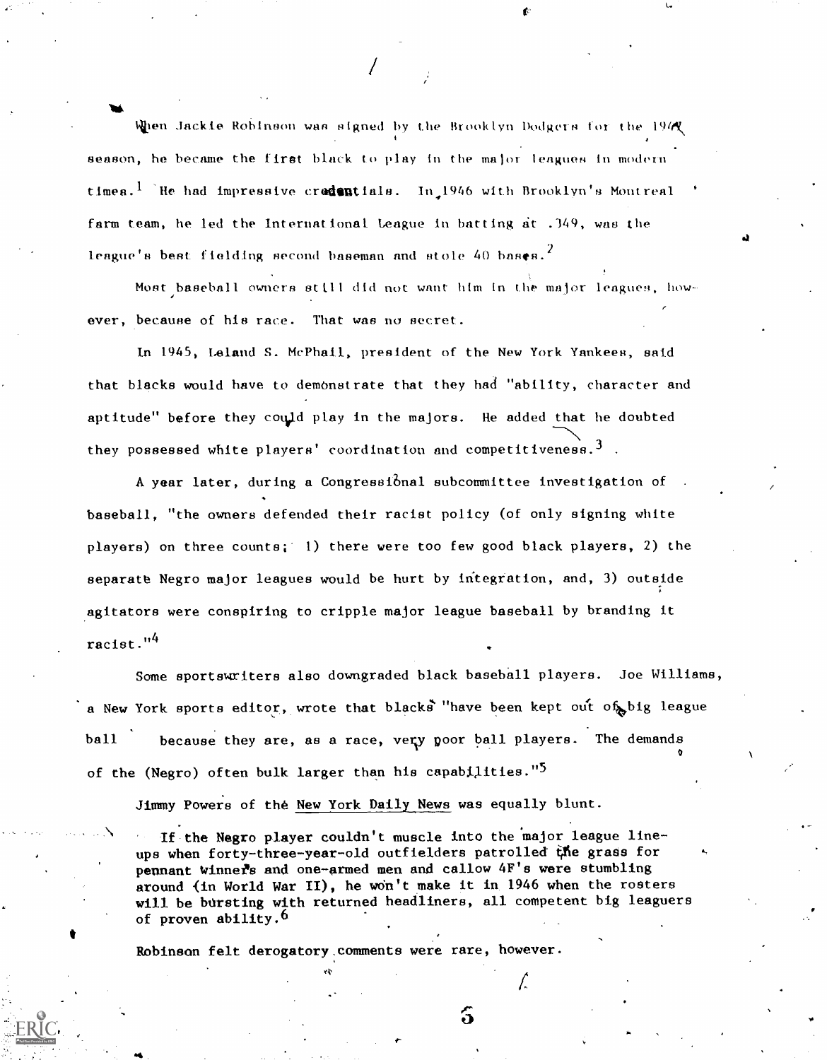When Jackie Robinson was signed by the Brooklyn Dodgers for the 1947 season, he became the first black to play in the major leagues in modern times.[1] He had impressive credentials. In 1946 with Brooklyn's Montreal farm team, he led the International League in batting at .349, was the league's best fielding second baseman and stole 40 bases.[2]

Most baseball owners still did not want him in the major leagues, however, because of his race. That was no secret.

In 1945, Leland S. McPhail, president of the New York Yankees, said that blacks would have to demonstrate that they had "ability, character and aptitude" before they could play in the majors. He added that he doubted they possessed white players' coordination and competitiveness.[3]

A year later, during a Congressional subcommittee investigation of baseball, "the owners defended their racist policy (of only signing white players) on three counts; 1) there were too few good black players, 2) the separate Negro major leagues would be hurt by integration, and, 3) outside agitators were conspiring to cripple major league baseball by branding it racist."[4]

Some sportswriters also downgraded black baseball players. Joe Williams, a New York sports editor, wrote that blacks "have been kept out of big league ball because they are, as a race, very poor ball players. The demands of the (Negro) often bulk larger than his capabilities."[5]

Jimmy Powers of the New York Daily News was equally blunt.

> If the Negro player couldn't muscle into the major league line-ups when forty-three-year-old outfielders patrolled the grass for pennant winners and one-armed men and callow 4F's were stumbling around (in World War II), he won't make it in 1946 when the rosters will be bursting with returned headliners, all competent big leaguers of proven ability.[6]

Robinson felt derogatory comments were rare, however.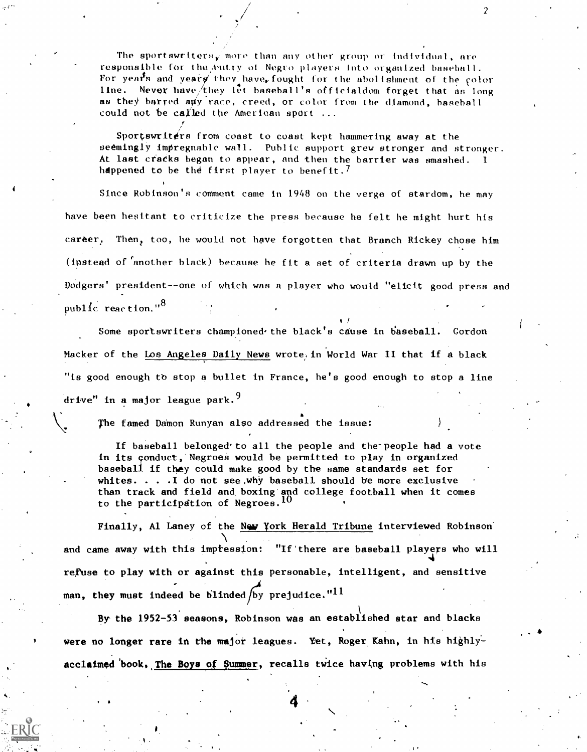> The sportswriters, more than any other group or individual, are responsible for the entry of Negro players into organized baseball. For years and years they have fought for the abolishment of the color line. Never have they let baseball's officialdom forget that as long as they barred any race, creed, or color from the diamond, baseball could not be called the American sport ...
>
> Sportswriters from coast to coast kept hammering away at the seemingly impregnable wall. Public support grew stronger and stronger. At last cracks began to appear, and then the barrier was smashed. I happened to be the first player to benefit.[7]

Since Robinson's comment came in 1948 on the verge of stardom, he may have been hesitant to criticize the press because he felt he might hurt his career. Then, too, he would not have forgotten that Branch Rickey chose him (instead of another black) because he fit a set of criteria drawn up by the Dodgers' president--one of which was a player who would "elicit good press and public reaction."[8]

Some sportswriters championed the black's cause in baseball. Gordon Macker of the Los Angeles Daily News wrote in World War II that if a black "is good enough to stop a bullet in France, he's good enough to stop a line drive" in a major league park.[9]

The famed Damon Runyan also addressed the issue:

> If baseball belonged to all the people and the people had a vote in its conduct, Negroes would be permitted to play in organized baseball if they could make good by the same standards set for whites. . . .I do not see why baseball should be more exclusive than track and field and boxing and college football when it comes to the participation of Negroes.[10]

Finally, Al Laney of the New York Herald Tribune interviewed Robinson and came away with this impression: "If there are baseball players who will refuse to play with or against this personable, intelligent, and sensitive man, they must indeed be blinded by prejudice."[11]

By the 1952-53 seasons, Robinson was an established star and blacks were no longer rare in the major leagues. Yet, Roger Kahn, in his highly-acclaimed book, The Boys of Summer, recalls twice having problems with his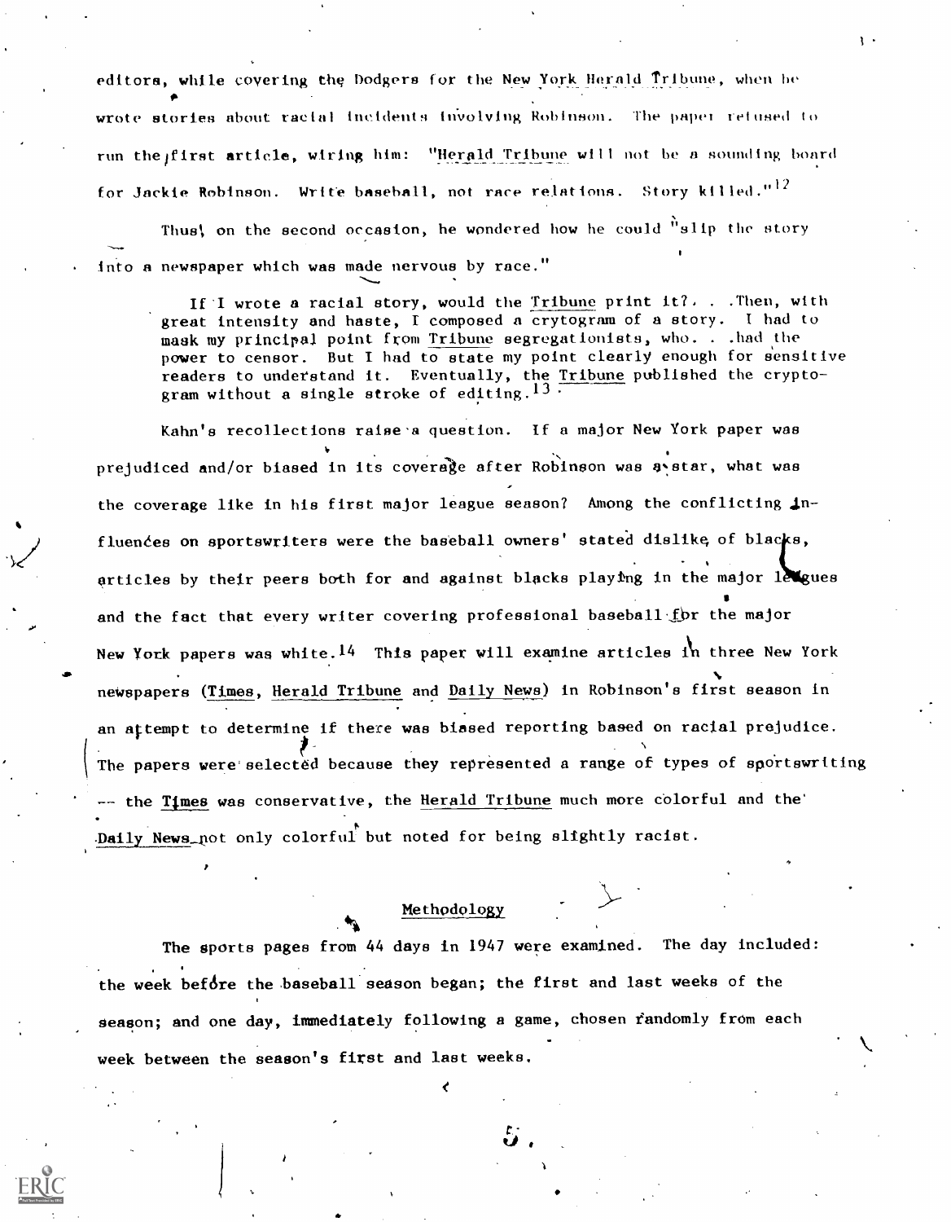editors, while covering the Dodgers for the New York Herald Tribune, when he wrote stories about racial incidents involving Robinson. The paper refused to run the first article, wiring him: "Herald Tribune will not be a sounding board for Jackie Robinson. Write baseball, not race relations. Story killed."[12]

Thus, on the second occasion, he wondered how he could "slip the story into a newspaper which was made nervous by race."

> If I wrote a racial story, would the Tribune print it? . . .Then, with great intensity and haste, I composed a crytogram of a story. I had to mask my principal point from Tribune segregationists, who. . .had the power to censor. But I had to state my point clearly enough for sensitive readers to understand it. Eventually, the Tribune published the cryptogram without a single stroke of editing.[13]

Kahn's recollections raise a question. If a major New York paper was prejudiced and/or biased in its coverage after Robinson was a star, what was the coverage like in his first major league season? Among the conflicting influences on sportswriters were the baseball owners' stated dislike of blacks, articles by their peers both for and against blacks playing in the major leagues and the fact that every writer covering professional baseball for the major New York papers was white.[14] This paper will examine articles in three New York newspapers (Times, Herald Tribune and Daily News) in Robinson's first season in an attempt to determine if there was biased reporting based on racial prejudice. The papers were selected because they represented a range of types of sportswriting -- the Times was conservative, the Herald Tribune much more colorful and the Daily News not only colorful but noted for being slightly racist.

## Methodology

The sports pages from 44 days in 1947 were examined. The day included: the week before the baseball season began; the first and last weeks of the season; and one day, immediately following a game, chosen randomly from each week between the season's first and last weeks.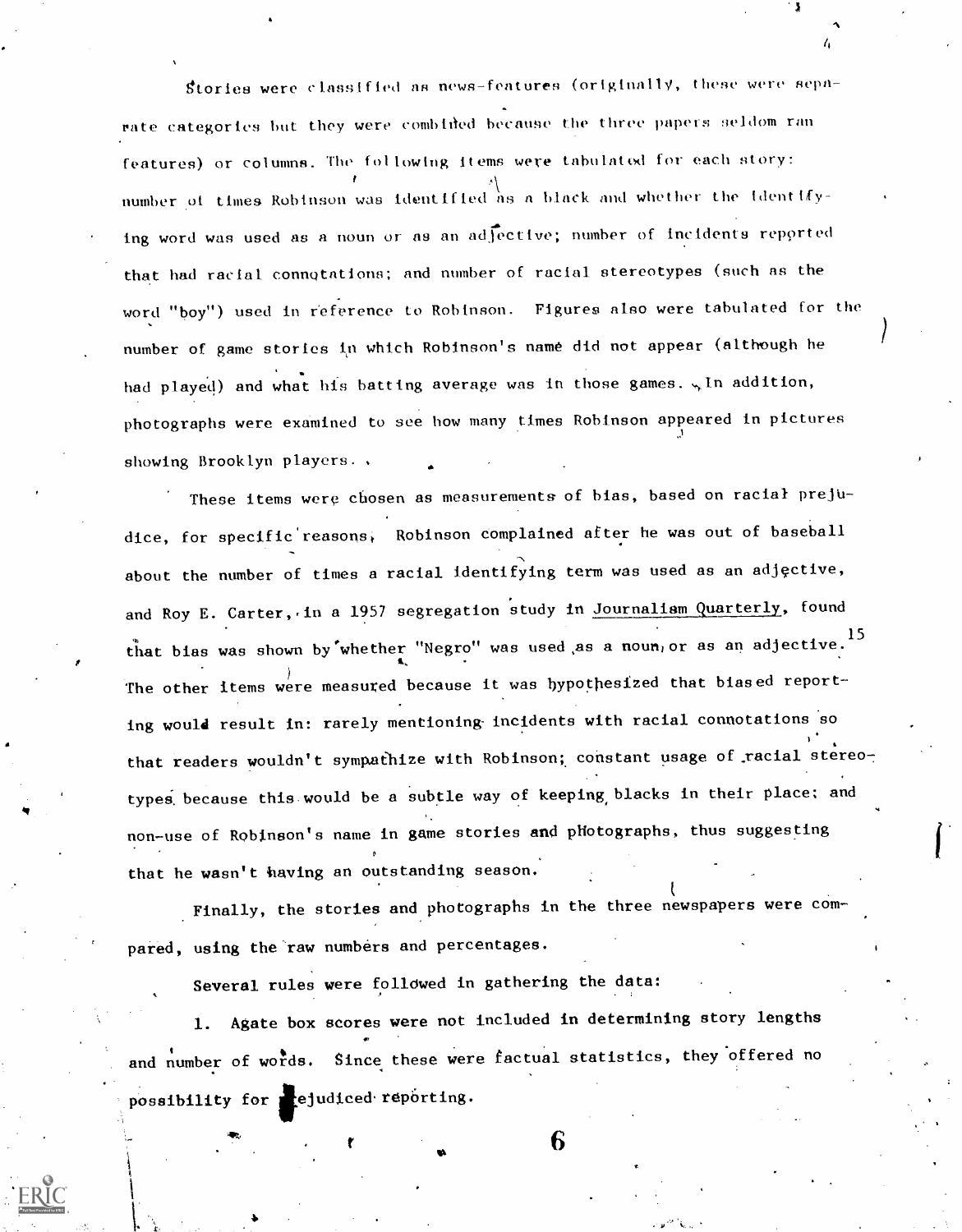Stories were classified as news-features (originally, these were separate categories but they were combined because the three papers seldom ran features) or columns. The following items were tabulated for each story: number of times Robinson was identified as a black and whether the identifying word was used as a noun or as an adjective; number of incidents reported that had racial connotations; and number of racial stereotypes (such as the word "boy") used in reference to Robinson. Figures also were tabulated for the number of game stories in which Robinson's name did not appear (although he had played) and what his batting average was in those games. In addition, photographs were examined to see how many times Robinson appeared in pictures showing Brooklyn players.

These items were chosen as measurements of bias, based on racial prejudice, for specific reasons. Robinson complained after he was out of baseball about the number of times a racial identifying term was used as an adjective, and Roy E. Carter, in a 1957 segregation study in Journalism Quarterly, found that bias was shown by whether "Negro" was used as a noun or as an adjective.[15] The other items were measured because it was hypothesized that biased reporting would result in: rarely mentioning incidents with racial connotations so that readers wouldn't sympathize with Robinson; constant usage of racial stereotypes because this would be a subtle way of keeping blacks in their place; and non-use of Robinson's name in game stories and photographs, thus suggesting that he wasn't having an outstanding season.

Finally, the stories and photographs in the three newspapers were compared, using the raw numbers and percentages.

Several rules were followed in gathering the data:

1. Agate box scores were not included in determining story lengths and number of words. Since these were factual statistics, they offered no possibility for prejudiced reporting.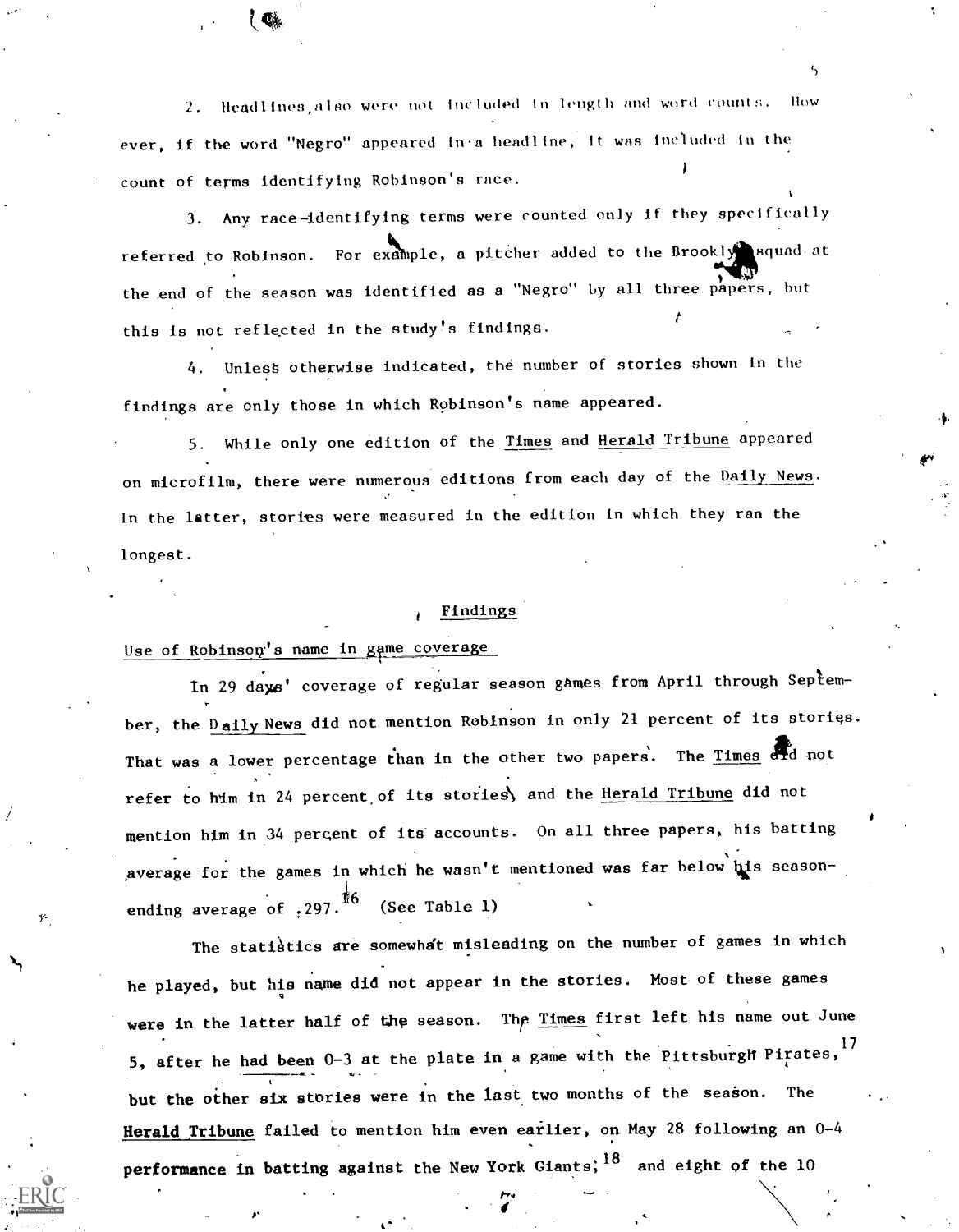2. Headlines also were not included in length and word counts. However, if the word "Negro" appeared in a headline, it was included in the count of terms identifying Robinson's race.

3. Any race-identifying terms were counted only if they specifically referred to Robinson. For example, a pitcher added to the Brooklyn squad at the end of the season was identified as a "Negro" by all three papers, but this is not reflected in the study's findings.

4. Unless otherwise indicated, the number of stories shown in the findings are only those in which Robinson's name appeared.

5. While only one edition of the Times and Herald Tribune appeared on microfilm, there were numerous editions from each day of the Daily News. In the latter, stories were measured in the edition in which they ran the longest.

## Findings

### Use of Robinson's name in game coverage

In 29 days' coverage of regular season games from April through September, the Daily News did not mention Robinson in only 21 percent of its stories. That was a lower percentage than in the other two papers. The Times did not refer to him in 24 percent of its stories and the Herald Tribune did not mention him in 34 percent of its accounts. On all three papers, his batting average for the games in which he wasn't mentioned was far below his season-ending average of .297.[16] (See Table 1)

The statistics are somewhat misleading on the number of games in which he played, but his name did not appear in the stories. Most of these games were in the latter half of the season. The Times first left his name out June 5, after he had been 0-3 at the plate in a game with the Pittsburgh Pirates,[17] but the other six stories were in the last two months of the season. The Herald Tribune failed to mention him even earlier, on May 28 following an 0-4 performance in batting against the New York Giants;[18] and eight of the 10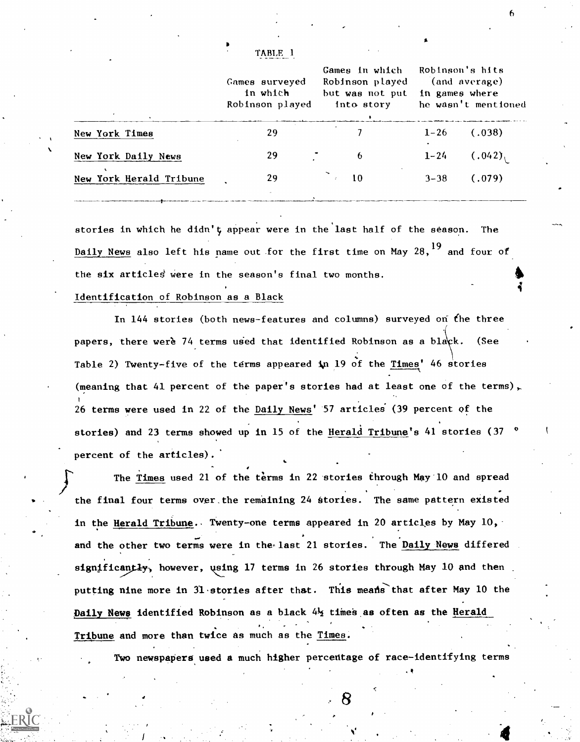TABLE 1

| | Games surveyed in which Robinson played | Games in which Robinson played but was not put into story | Robinson's hits (and average) in games where he wasn't mentioned |
|---|---|---|---|
| New York Times | 29 | 7 | 1-26 (.038) |
| New York Daily News | 29 | 6 | 1-24 (.042) |
| New York Herald Tribune | 29 | 10 | 3-38 (.079) |

stories in which he didn't appear were in the last half of the season. The Daily News also left his name out for the first time on May 28,[19] and four of the six articles were in the season's final two months.

Identification of Robinson as a Black

In 144 stories (both news-features and columns) surveyed on the three papers, there were 74 terms used that identified Robinson as a black. (See Table 2) Twenty-five of the terms appeared in 19 of the Times' 46 stories (meaning that 41 percent of the paper's stories had at least one of the terms), 26 terms were used in 22 of the Daily News' 57 articles (39 percent of the stories) and 23 terms showed up in 15 of the Herald Tribune's 41 stories (37 percent of the articles).

The Times used 21 of the terms in 22 stories through May 10 and spread the final four terms over the remaining 24 stories. The same pattern existed in the Herald Tribune. Twenty-one terms appeared in 20 articles by May 10, and the other two terms were in the last 21 stories. The Daily News differed significantly, however, using 17 terms in 26 stories through May 10 and then putting nine more in 31 stories after that. This means that after May 10 the Daily News identified Robinson as a black 4½ times as often as the Herald Tribune and more than twice as much as the Times.

Two newspapers used a much higher percentage of race-identifying terms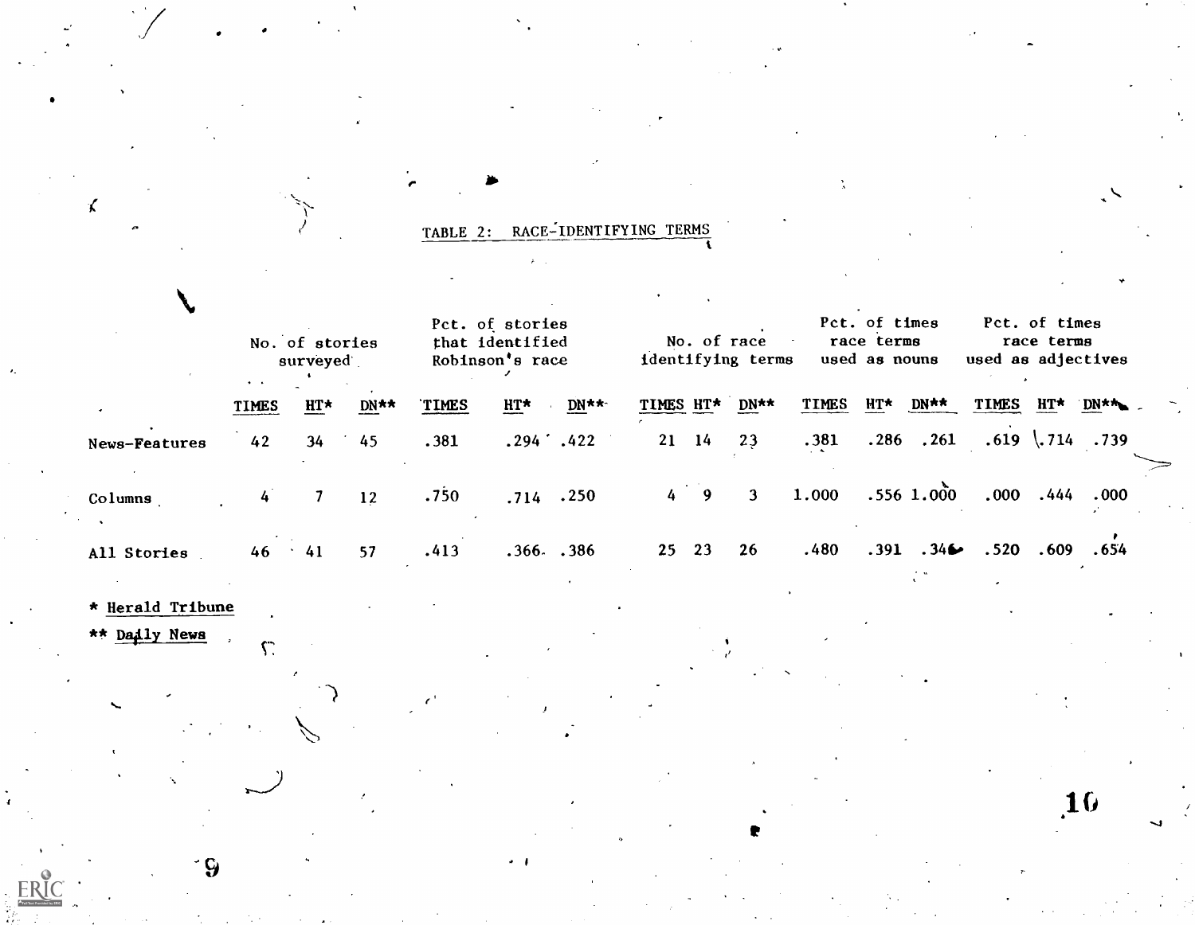TABLE 2: RACE-IDENTIFYING TERMS

| | No. of stories surveyed | | | Pct. of stories that identified Robinson's race | | | No. of race identifying terms | | | Pct. of times race terms used as nouns | | | Pct. of times race terms used as adjectives | | |
|---|---|---|---|---|---|---|---|---|---|---|---|---|---|---|---|
| | TIMES | HT* | DN** | TIMES | HT* | DN** | TIMES | HT* | DN** | TIMES | HT* | DN** | TIMES | HT* | DN** |
| News-Features | 42 | 34 | 45 | .381 | .294 | .422 | 21 | 14 | 23 | .381 | .286 | .261 | .619 | .714 | .739 |
| Columns | 4 | 7 | 12 | .750 | .714 | .250 | 4 | 9 | 3 | 1.000 | .556 | 1.000 | .000 | .444 | .000 |
| All Stories | 46 | 41 | 57 | .413 | .366 | .386 | 25 | 23 | 26 | .480 | .391 | .346 | .520 | .609 | .654 |

\* Herald Tribune

\*\* Daily News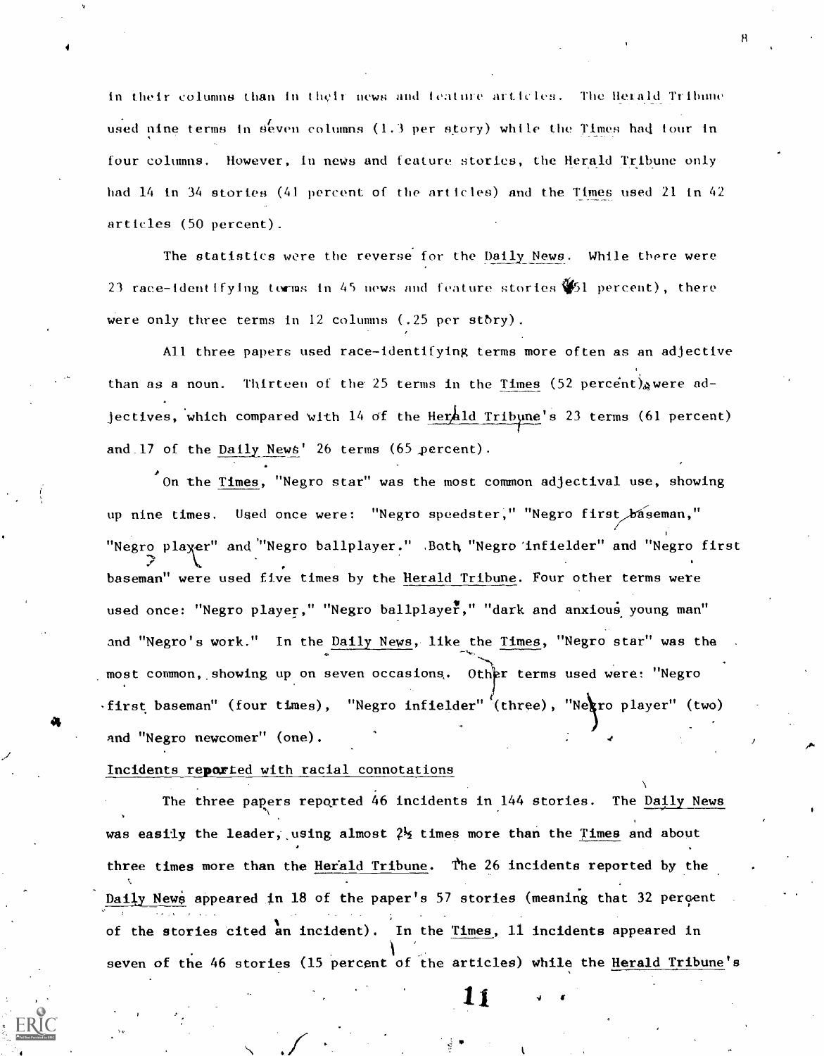in their columns than in their news and feature articles. The Herald Tribune used nine terms in seven columns (1.3 per story) while the Times had four in four columns. However, in news and feature stories, the Herald Tribune only had 14 in 34 stories (41 percent of the articles) and the Times used 21 in 42 articles (50 percent).

The statistics were the reverse for the Daily News. While there were 23 race-identifying terms in 45 news and feature stories (51 percent), there were only three terms in 12 columns (.25 per story).

All three papers used race-identifying terms more often as an adjective than as a noun. Thirteen of the 25 terms in the Times (52 percent) were adjectives, which compared with 14 of the Herald Tribune's 23 terms (61 percent) and 17 of the Daily News' 26 terms (65 percent).

On the Times, "Negro star" was the most common adjectival use, showing up nine times. Used once were: "Negro speedster," "Negro first baseman," "Negro player" and "Negro ballplayer." Both "Negro infielder" and "Negro first baseman" were used five times by the Herald Tribune. Four other terms were used once: "Negro player," "Negro ballplayer," "dark and anxious young man" and "Negro's work." In the Daily News, like the Times, "Negro star" was the most common, showing up on seven occasions. Other terms used were: "Negro first baseman" (four times), "Negro infielder" (three), "Negro player" (two) and "Negro newcomer" (one).

Incidents reported with racial connotations

The three papers reported 46 incidents in 144 stories. The Daily News was easily the leader, using almost 2½ times more than the Times and about three times more than the Herald Tribune. The 26 incidents reported by the Daily News appeared in 18 of the paper's 57 stories (meaning that 32 percent of the stories cited an incident). In the Times, 11 incidents appeared in seven of the 46 stories (15 percent of the articles) while the Herald Tribune's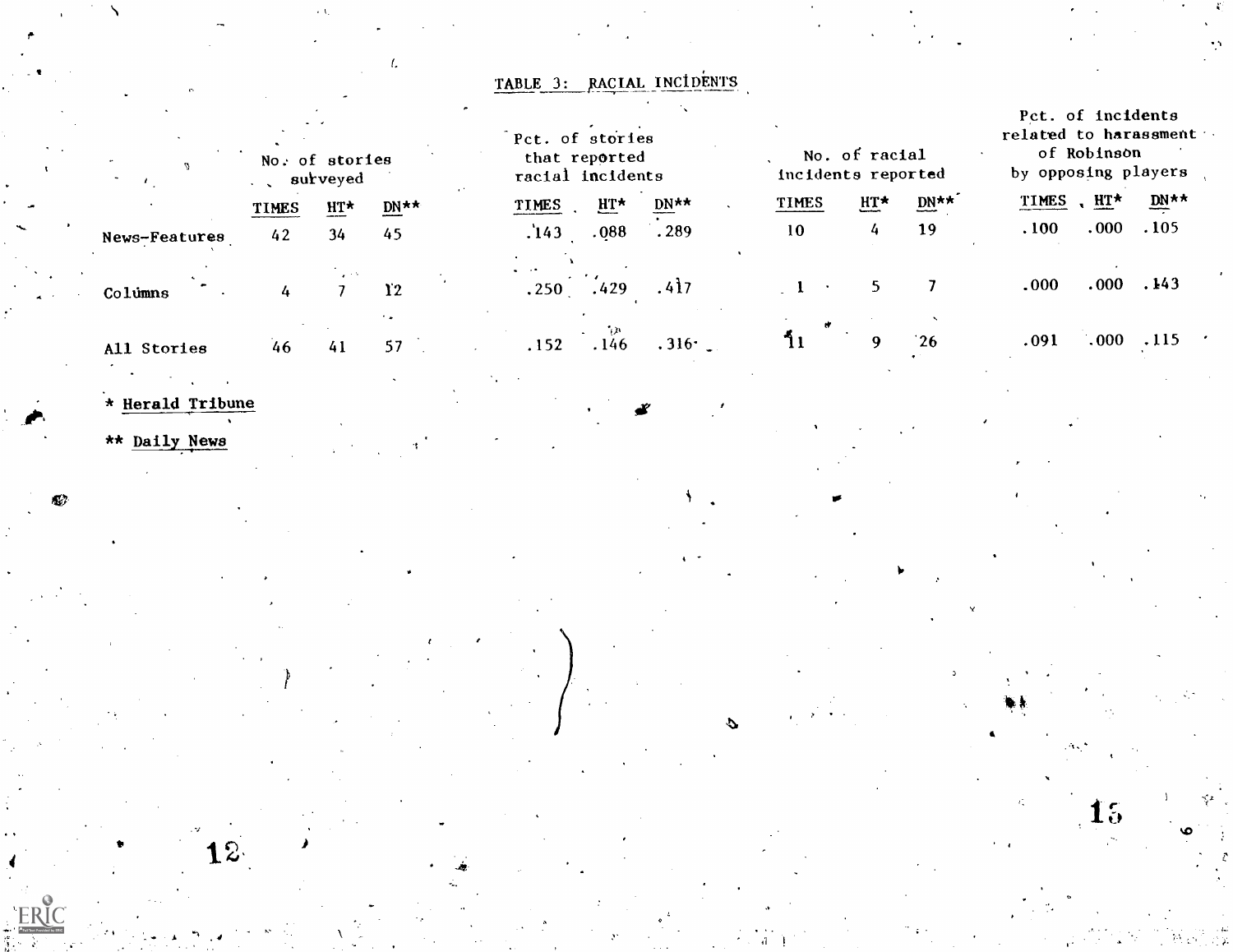TABLE 3: RACIAL INCIDENTS

| | No. of stories surveyed | | | Pct. of stories that reported racial incidents | | | No. of racial incidents reported | | | Pct. of incidents related to harassment of Robinson by opposing players | | |
|---|---|---|---|---|---|---|---|---|---|---|---|---|
| | TIMES | HT* | DN** | TIMES | HT* | DN** | TIMES | HT* | DN** | TIMES | HT* | DN** |
| News-Features | 42 | 34 | 45 | .143 | .088 | .289 | 10 | 4 | 19 | .100 | .000 | .105 |
| Columns | 4 | 7 | 12 | .250 | .429 | .417 | 1 | 5 | 7 | .000 | .000 | .143 |
| All Stories | 46 | 41 | 57 | .152 | .146 | .316 | 11 | 9 | 26 | .091 | .000 | .115 |

\* Herald Tribune

\** Daily News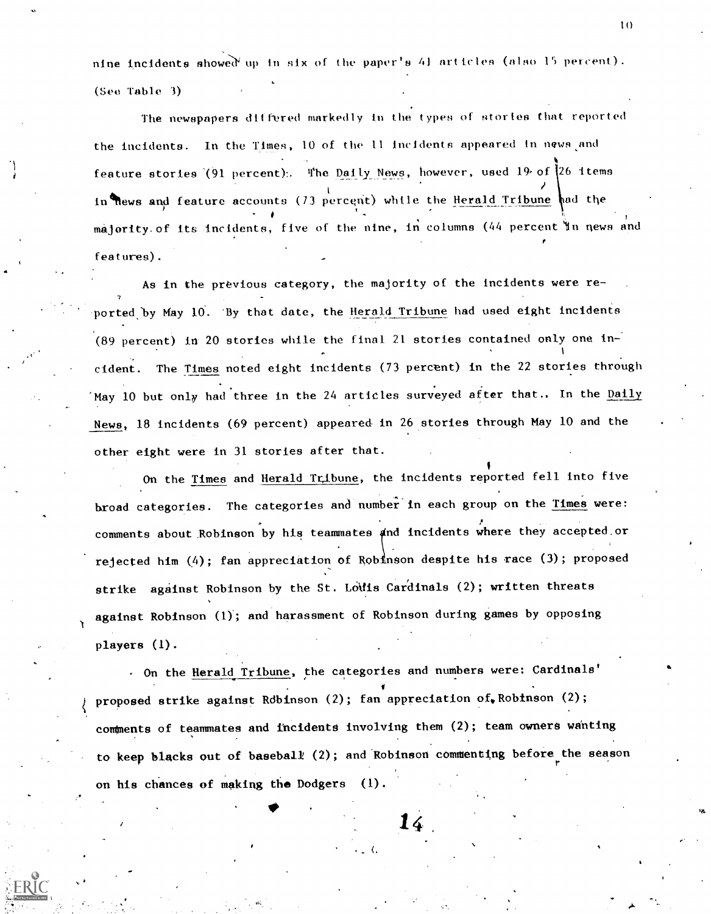nine incidents showed up in six of the paper's 41 articles (also 15 percent). (See Table 3)

The newspapers differed markedly in the types of stories that reported the incidents. In the Times, 10 of the 11 incidents appeared in news and feature stories (91 percent). The Daily News, however, used 19 of 26 items in news and feature accounts (73 percent) while the Herald Tribune had the majority of its incidents, five of the nine, in columns (44 percent in news and features).

As in the previous category, the majority of the incidents were reported by May 10. By that date, the Herald Tribune had used eight incidents (89 percent) in 20 stories while the final 21 stories contained only one incident. The Times noted eight incidents (73 percent) in the 22 stories through May 10 but only had three in the 24 articles surveyed after that. In the Daily News, 18 incidents (69 percent) appeared in 26 stories through May 10 and the other eight were in 31 stories after that.

On the Times and Herald Tribune, the incidents reported fell into five broad categories. The categories and number in each group on the Times were: comments about Robinson by his teammates and incidents where they accepted or rejected him (4); fan appreciation of Robinson despite his race (3); proposed strike against Robinson by the St. Louis Cardinals (2); written threats against Robinson (1); and harassment of Robinson during games by opposing players (1).

On the Herald Tribune, the categories and numbers were: Cardinals' proposed strike against Robinson (2); fan appreciation of Robinson (2); comments of teammates and incidents involving them (2); team owners wanting to keep blacks out of baseball (2); and Robinson commenting before the season on his chances of making the Dodgers (1).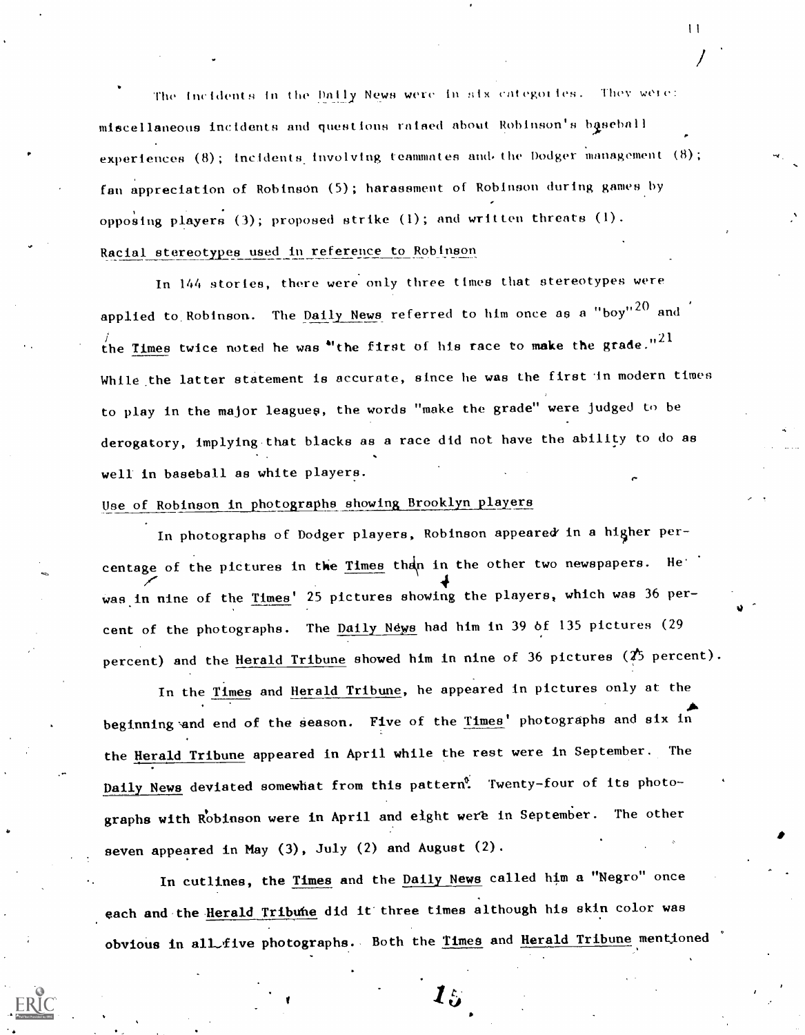The incidents in the Daily News were in six categories. They were: miscellaneous incidents and questions raised about Robinson's baseball experiences (8); incidents involving teammates and the Dodger management (8); fan appreciation of Robinson (5); harassment of Robinson during games by opposing players (3); proposed strike (1); and written threats (1).

Racial stereotypes used in reference to Robinson

In 144 stories, there were only three times that stereotypes were applied to Robinson. The Daily News referred to him once as a "boy"[20] and the Times twice noted he was "the first of his race to make the grade."[21] While the latter statement is accurate, since he was the first in modern times to play in the major leagues, the words "make the grade" were judged to be derogatory, implying that blacks as a race did not have the ability to do as well in baseball as white players.

Use of Robinson in photographs showing Brooklyn players

In photographs of Dodger players, Robinson appeared in a higher percentage of the pictures in the Times than in the other two newspapers. He was in nine of the Times' 25 pictures showing the players, which was 36 percent of the photographs. The Daily News had him in 39 of 135 pictures (29 percent) and the Herald Tribune showed him in nine of 36 pictures (25 percent).

In the Times and Herald Tribune, he appeared in pictures only at the beginning and end of the season. Five of the Times' photographs and six in the Herald Tribune appeared in April while the rest were in September. The Daily News deviated somewhat from this pattern. Twenty-four of its photographs with Robinson were in April and eight were in September. The other seven appeared in May (3), July (2) and August (2).

In cutlines, the Times and the Daily News called him a "Negro" once each and the Herald Tribune did it three times although his skin color was obvious in all five photographs. Both the Times and Herald Tribune mentioned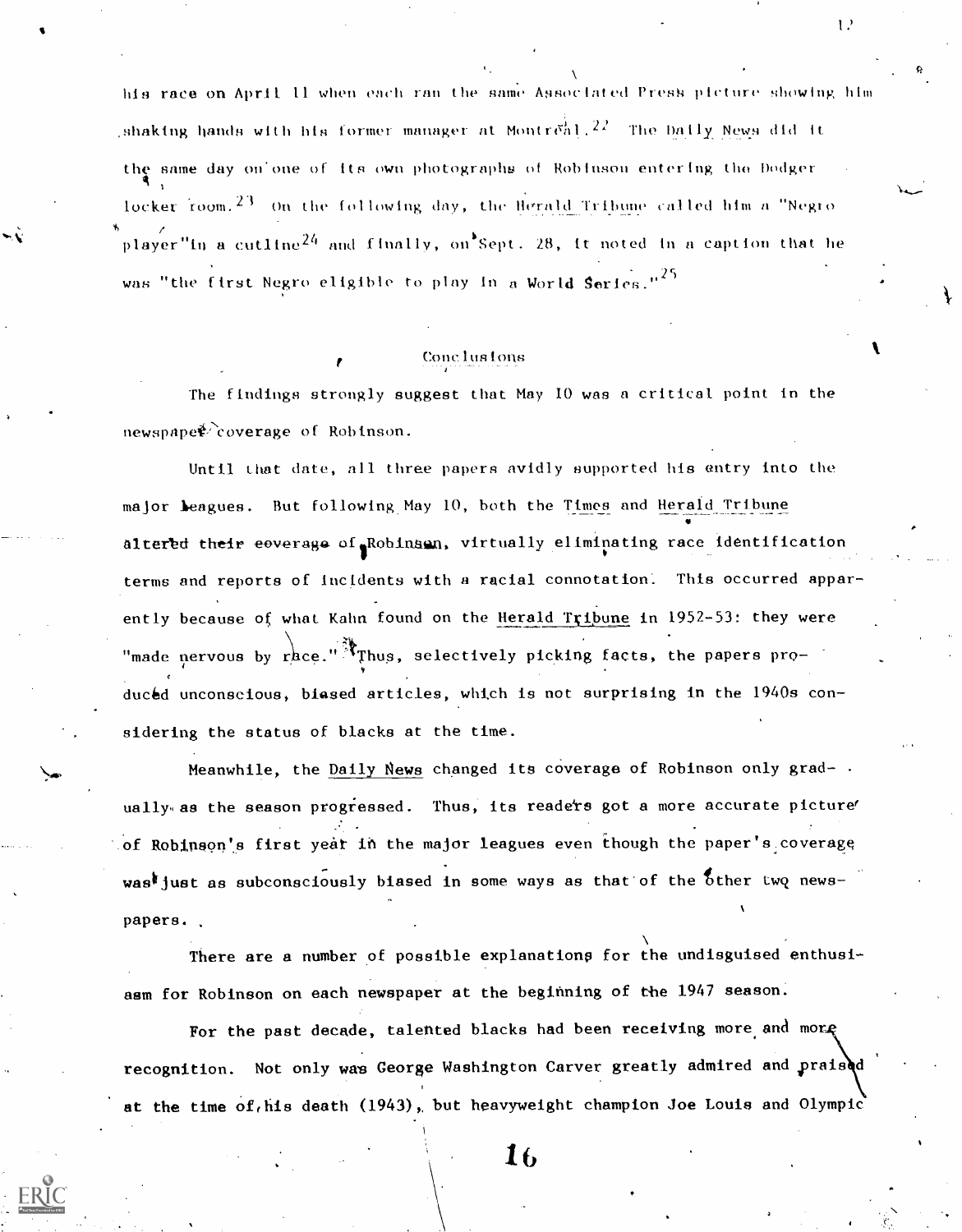his race on April 11 when each ran the same Associated Press picture showing him shaking hands with his former manager at Montreal.[22] The *Daily News* did it the same day on one of its own photographs of Robinson entering the Dodger locker room.[23] On the following day, the *Herald Tribune* called him a "Negro player" in a cutline[24] and finally, on Sept. 28, it noted in a caption that he was "the first Negro eligible to play in a World Series."[25]

## Conclusions

The findings strongly suggest that May 10 was a critical point in the newspaper coverage of Robinson.

Until that date, all three papers avidly supported his entry into the major leagues. But following May 10, both the *Times* and *Herald Tribune* altered their coverage of Robinson, virtually eliminating race identification terms and reports of incidents with a racial connotation. This occurred apparently because of what Kahn found on the *Herald Tribune* in 1952-53: they were "made nervous by race." Thus, selectively picking facts, the papers produced unconscious, biased articles, which is not surprising in the 1940s considering the status of blacks at the time.

Meanwhile, the *Daily News* changed its coverage of Robinson only gradually as the season progressed. Thus, its readers got a more accurate picture of Robinson's first year in the major leagues even though the paper's coverage was just as subconsciously biased in some ways as that of the other two newspapers.

There are a number of possible explanations for the undisguised enthusiasm for Robinson on each newspaper at the beginning of the 1947 season.

For the past decade, talented blacks had been receiving more and more recognition. Not only was George Washington Carver greatly admired and praised at the time of his death (1943), but heavyweight champion Joe Louis and Olympic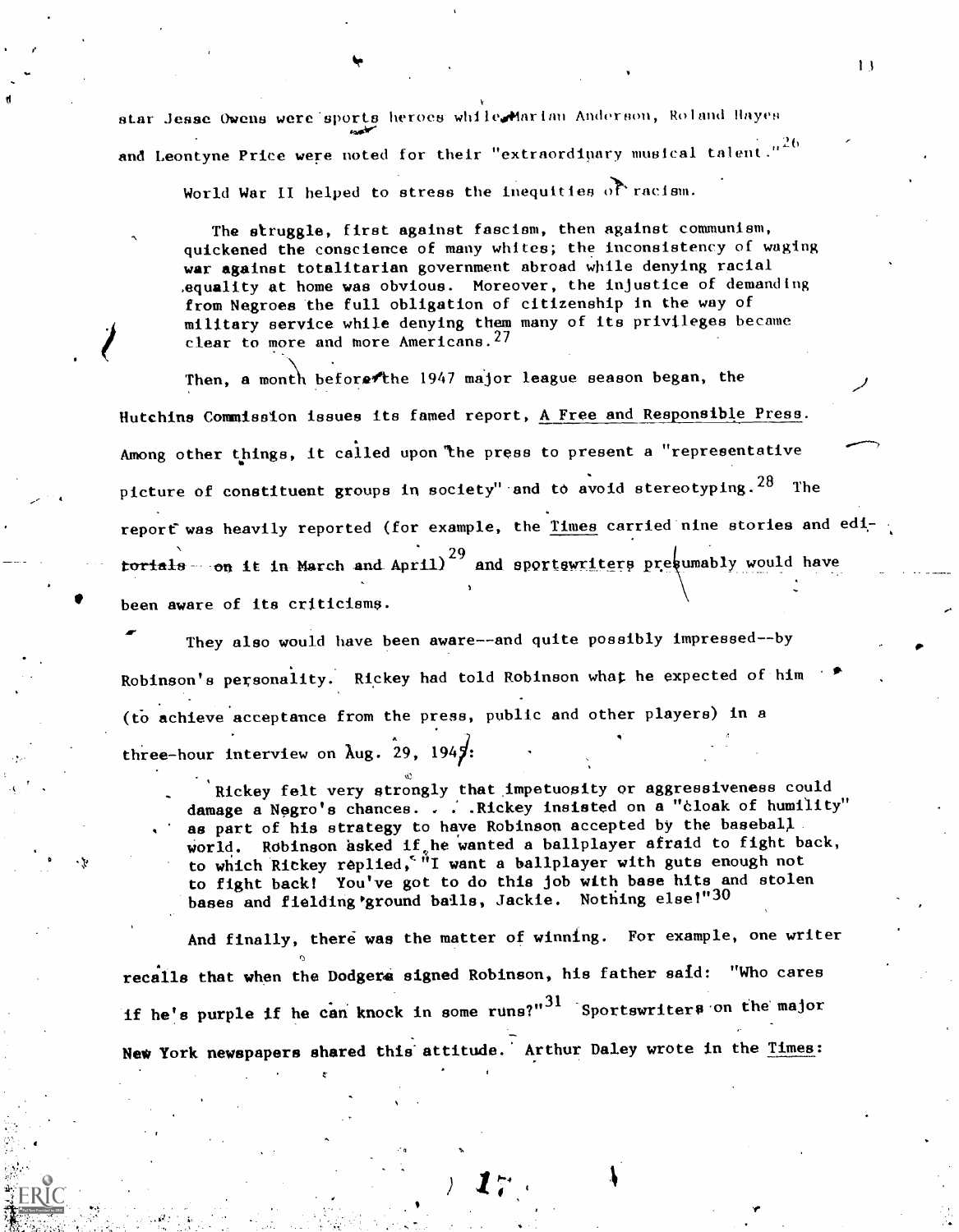star Jesse Owens were sports heroes while Marian Anderson, Roland Hayes and Leontyne Price were noted for their "extraordinary musical talent."[26]

World War II helped to stress the inequities of racism.

> The struggle, first against fascism, then against communism, quickened the conscience of many whites; the inconsistency of waging war against totalitarian government abroad while denying racial equality at home was obvious. Moreover, the injustice of demanding from Negroes the full obligation of citizenship in the way of military service while denying them many of its privileges became clear to more and more Americans.[27]

Then, a month before the 1947 major league season began, the Hutchins Commission issues its famed report, A Free and Responsible Press. Among other things, it called upon the press to present a "representative picture of constituent groups in society" and to avoid stereotyping.[28] The report was heavily reported (for example, the Times carried nine stories and editorials on it in March and April)[29] and sportswriters presumably would have been aware of its criticisms.

They also would have been aware--and quite possibly impressed--by Robinson's personality. Rickey had told Robinson what he expected of him (to achieve acceptance from the press, public and other players) in a three-hour interview on Aug. 29, 1945:

> Rickey felt very strongly that impetuosity or aggressiveness could damage a Negro's chances. . . .Rickey insisted on a "cloak of humility" as part of his strategy to have Robinson accepted by the baseball world. Robinson asked if he wanted a ballplayer afraid to fight back, to which Rickey replied, "I want a ballplayer with guts enough not to fight back! You've got to do this job with base hits and stolen bases and fielding ground balls, Jackie. Nothing else!"[30]

And finally, there was the matter of winning. For example, one writer recalls that when the Dodgers signed Robinson, his father said: "Who cares if he's purple if he can knock in some runs?"[31] Sportswriters on the major New York newspapers shared this attitude. Arthur Daley wrote in the Times: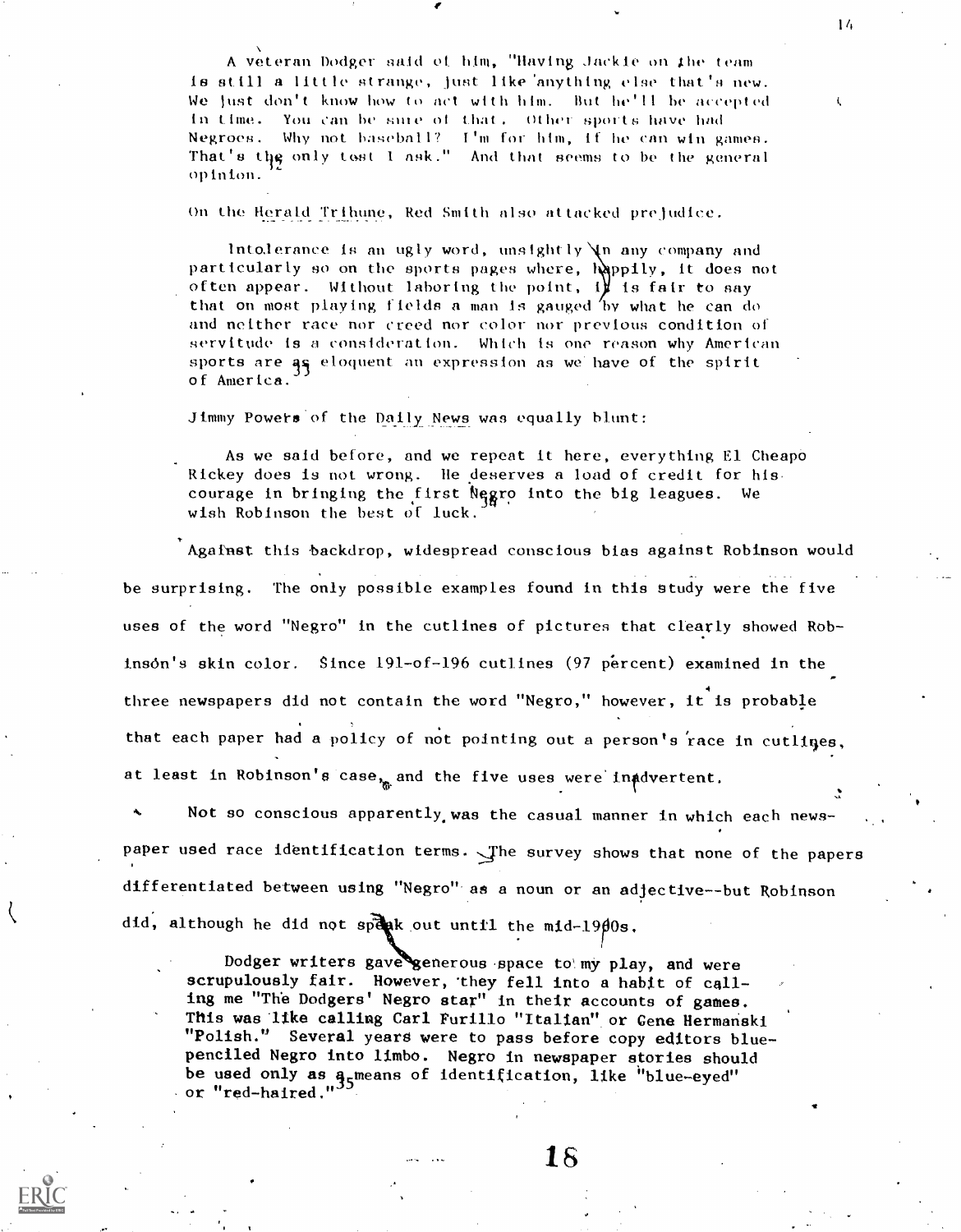A veteran Dodger said of him, "Having Jackie on the team is still a little strange, just like anything else that's new. We just don't know how to act with him. But he'll be accepted in time. You can be sure of that. Other sports have had Negroes. Why not baseball? I'm for him, if he can win games. That's the only test I ask." And that seems to be the general opinion.[32]

On the Herald Tribune, Red Smith also attacked prejudice.

> Intolerance is an ugly word, unsightly in any company and particularly so on the sports pages where, happily, it does not often appear. Without laboring the point, it is fair to say that on most playing fields a man is gauged by what he can do and neither race nor creed nor color nor previous condition of servitude is a consideration. Which is one reason why American sports are as eloquent an expression as we have of the spirit of America.[33]

Jimmy Powers of the Daily News was equally blunt:

> As we said before, and we repeat it here, everything El Cheapo Rickey does is not wrong. He deserves a load of credit for his courage in bringing the first Negro into the big leagues. We wish Robinson the best of luck.[34]

Against this backdrop, widespread conscious bias against Robinson would be surprising. The only possible examples found in this study were the five uses of the word "Negro" in the cutlines of pictures that clearly showed Robinsón's skin color. Since 191-of-196 cutlines (97 percent) examined in the three newspapers did not contain the word "Negro," however, it is probable that each paper had a policy of not pointing out a person's race in cutlines, at least in Robinson's case, and the five uses were inadvertent.

Not so conscious apparently was the casual manner in which each newspaper used race identification terms. The survey shows that none of the papers differentiated between using "Negro" as a noun or an adjective--but Robinson did, although he did not speak out until the mid-1960s.

> Dodger writers gave generous space to my play, and were scrupulously fair. However, they fell into a habit of calling me "The Dodgers' Negro star" in their accounts of games. This was like calling Carl Furillo "Italian" or Gene Hermanski "Polish." Several years were to pass before copy editors blue-penciled Negro into limbo. Negro in newspaper stories should be used only as a means of identification, like "blue-eyed" or "red-haired."[35]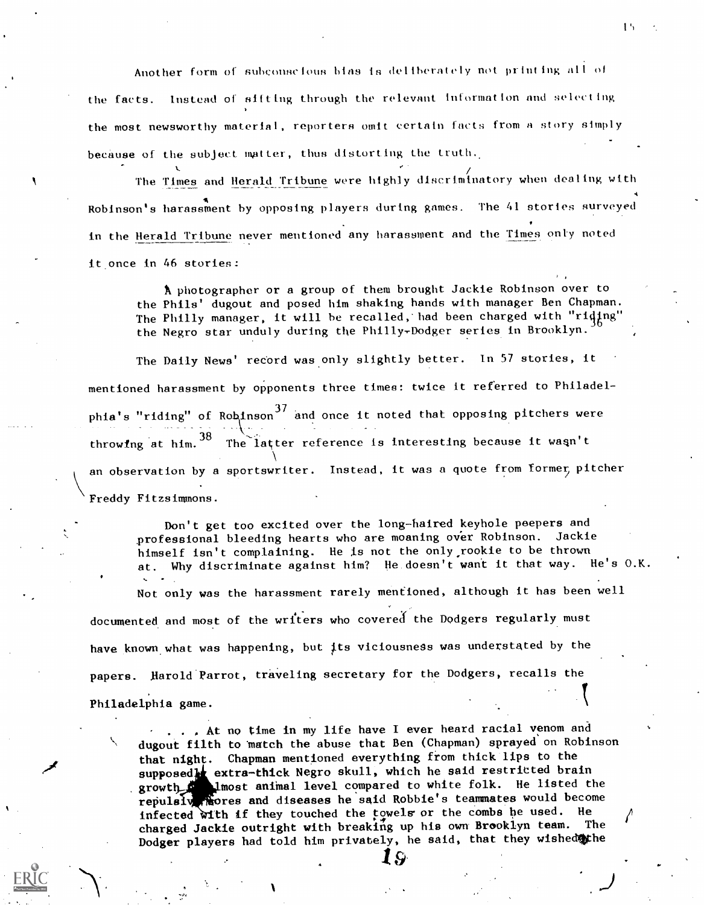Another form of subconscious bias is deliberately not printing all of the facts. Instead of sifting through the relevant information and selecting the most newsworthy material, reporters omit certain facts from a story simply because of the subject matter, thus distorting the truth.

The Times and Herald Tribune were highly discriminatory when dealing with Robinson's harassment by opposing players during games. The 41 stories surveyed in the Herald Tribune never mentioned any harassment and the Times only noted it once in 46 stories:

> A photographer or a group of them brought Jackie Robinson over to the Phils' dugout and posed him shaking hands with manager Ben Chapman. The Philly manager, it will be recalled, had been charged with "riding" the Negro star unduly during the Philly-Dodger series in Brooklyn.[36]

The Daily News' record was only slightly better. In 57 stories, it mentioned harassment by opponents three times: twice it referred to Philadelphia's "riding" of Robinson[37] and once it noted that opposing pitchers were throwing at him.[38] The latter reference is interesting because it wasn't an observation by a sportswriter. Instead, it was a quote from former pitcher Freddy Fitzsimmons.

> Don't get too excited over the long-haired keyhole peepers and professional bleeding hearts who are moaning over Robinson. Jackie himself isn't complaining. He is not the only rookie to be thrown at. Why discriminate against him? He doesn't want it that way. He's O.K.

Not only was the harassment rarely mentioned, although it has been well documented and most of the writers who covered the Dodgers regularly must have known what was happening, but its viciousness was understated by the papers. Harold Parrot, traveling secretary for the Dodgers, recalls the Philadelphia game.

> . . . At no time in my life have I ever heard racial venom and dugout filth to match the abuse that Ben (Chapman) sprayed on Robinson that night. Chapman mentioned everything from thick lips to the supposedly extra-thick Negro skull, which he said restricted brain growth to almost animal level compared to white folk. He listed the repulsive sores and diseases he said Robbie's teammates would become infected with if they touched the towels or the combs he used. He charged Jackie outright with breaking up his own Brooklyn team. The Dodger players had told him privately, he said, that they wished the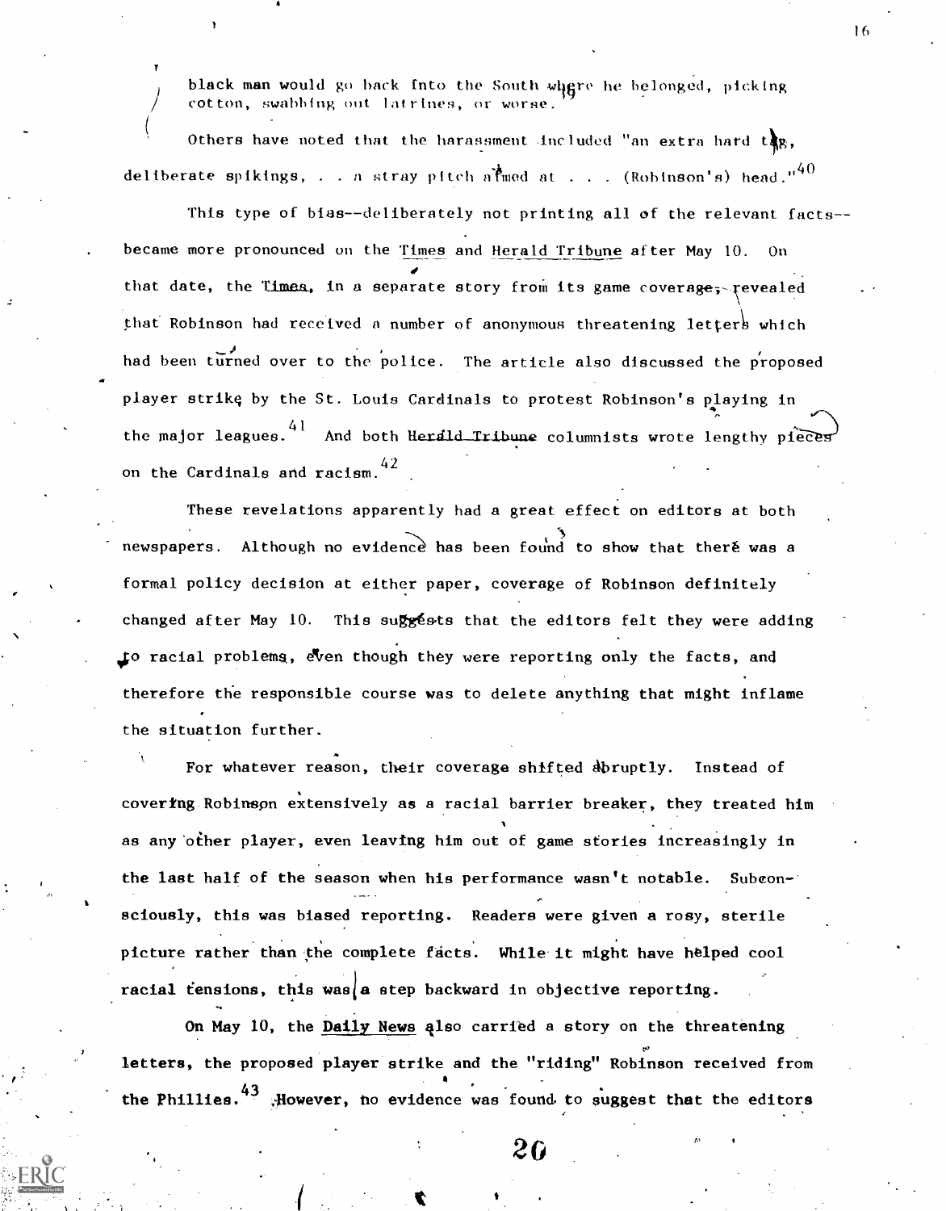black man would go back into the South where he belonged, picking cotton, swabbing out latrines, or worse.[39]

Others have noted that the harassment included "an extra hard tag, deliberate spikings, . . . a stray pitch aimed at . . . (Robinson's) head."[40]

This type of bias--deliberately not printing all of the relevant facts--became more pronounced on the Times and Herald Tribune after May 10. On that date, the Times, in a separate story from its game coverage, revealed that Robinson had received a number of anonymous threatening letters which had been turned over to the police. The article also discussed the proposed player strike by the St. Louis Cardinals to protest Robinson's playing in the major leagues.[41] And both Herald Tribune columnists wrote lengthy pieces on the Cardinals and racism.[42]

These revelations apparently had a great effect on editors at both newspapers. Although no evidence has been found to show that there was a formal policy decision at either paper, coverage of Robinson definitely changed after May 10. This suggests that the editors felt they were adding to racial problems, even though they were reporting only the facts, and therefore the responsible course was to delete anything that might inflame the situation further.

For whatever reason, their coverage shifted abruptly. Instead of covering Robinson extensively as a racial barrier breaker, they treated him as any other player, even leaving him out of game stories increasingly in the last half of the season when his performance wasn't notable. Subconsciously, this was biased reporting. Readers were given a rosy, sterile picture rather than the complete facts. While it might have helped cool racial tensions, this was a step backward in objective reporting.

On May 10, the Daily News also carried a story on the threatening letters, the proposed player strike and the "riding" Robinson received from the Phillies.[43] However, no evidence was found to suggest that the editors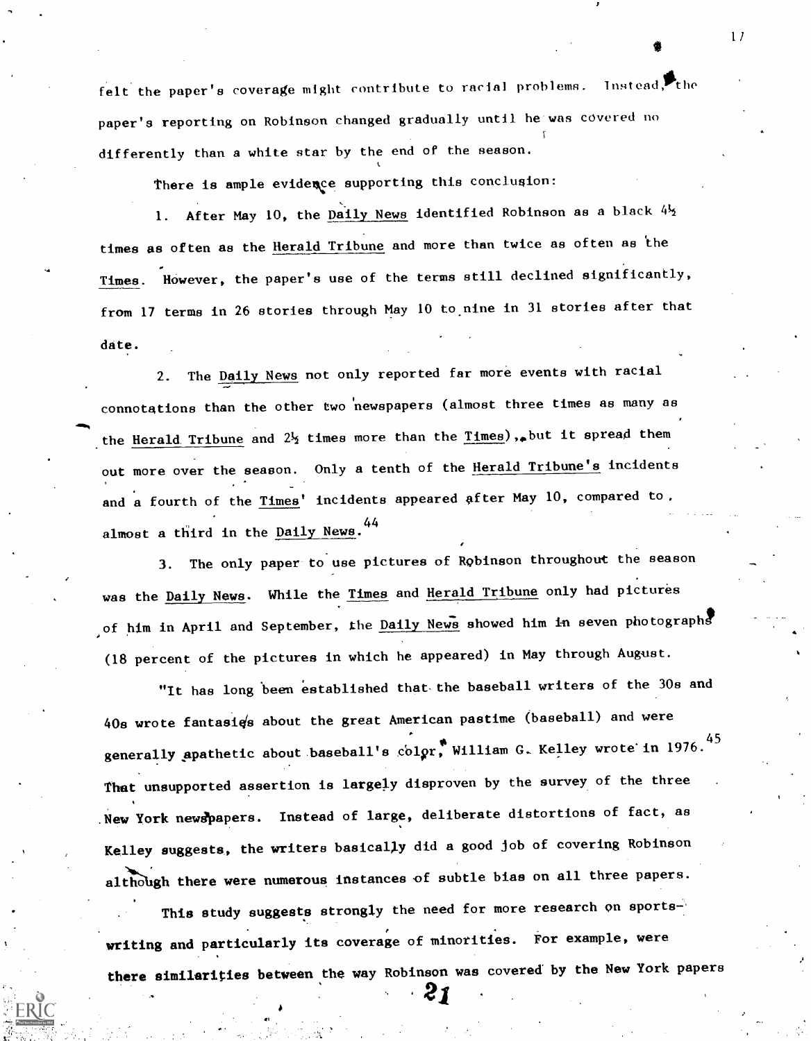felt the paper's coverage might contribute to racial problems. Instead, the paper's reporting on Robinson changed gradually until he was covered no differently than a white star by the end of the season.

There is ample evidence supporting this conclusion:

1. After May 10, the Daily News identified Robinson as a black 4½ times as often as the Herald Tribune and more than twice as often as the Times. However, the paper's use of the terms still declined significantly, from 17 terms in 26 stories through May 10 to nine in 31 stories after that date.

2. The Daily News not only reported far more events with racial connotations than the other two newspapers (almost three times as many as the Herald Tribune and 2½ times more than the Times), but it spread them out more over the season. Only a tenth of the Herald Tribune's incidents and a fourth of the Times' incidents appeared after May 10, compared to almost a third in the Daily News.[44]

3. The only paper to use pictures of Robinson throughout the season was the Daily News. While the Times and Herald Tribune only had pictures of him in April and September, the Daily News showed him in seven photographs (18 percent of the pictures in which he appeared) in May through August.

"It has long been established that the baseball writers of the 30s and 40s wrote fantasies about the great American pastime (baseball) and were generally apathetic about baseball's color," William G. Kelley wrote in 1976.[45] That unsupported assertion is largely disproven by the survey of the three New York newspapers. Instead of large, deliberate distortions of fact, as Kelley suggests, the writers basically did a good job of covering Robinson although there were numerous instances of subtle bias on all three papers.

This study suggests strongly the need for more research on sports-writing and particularly its coverage of minorities. For example, were there similarities between the way Robinson was covered by the New York papers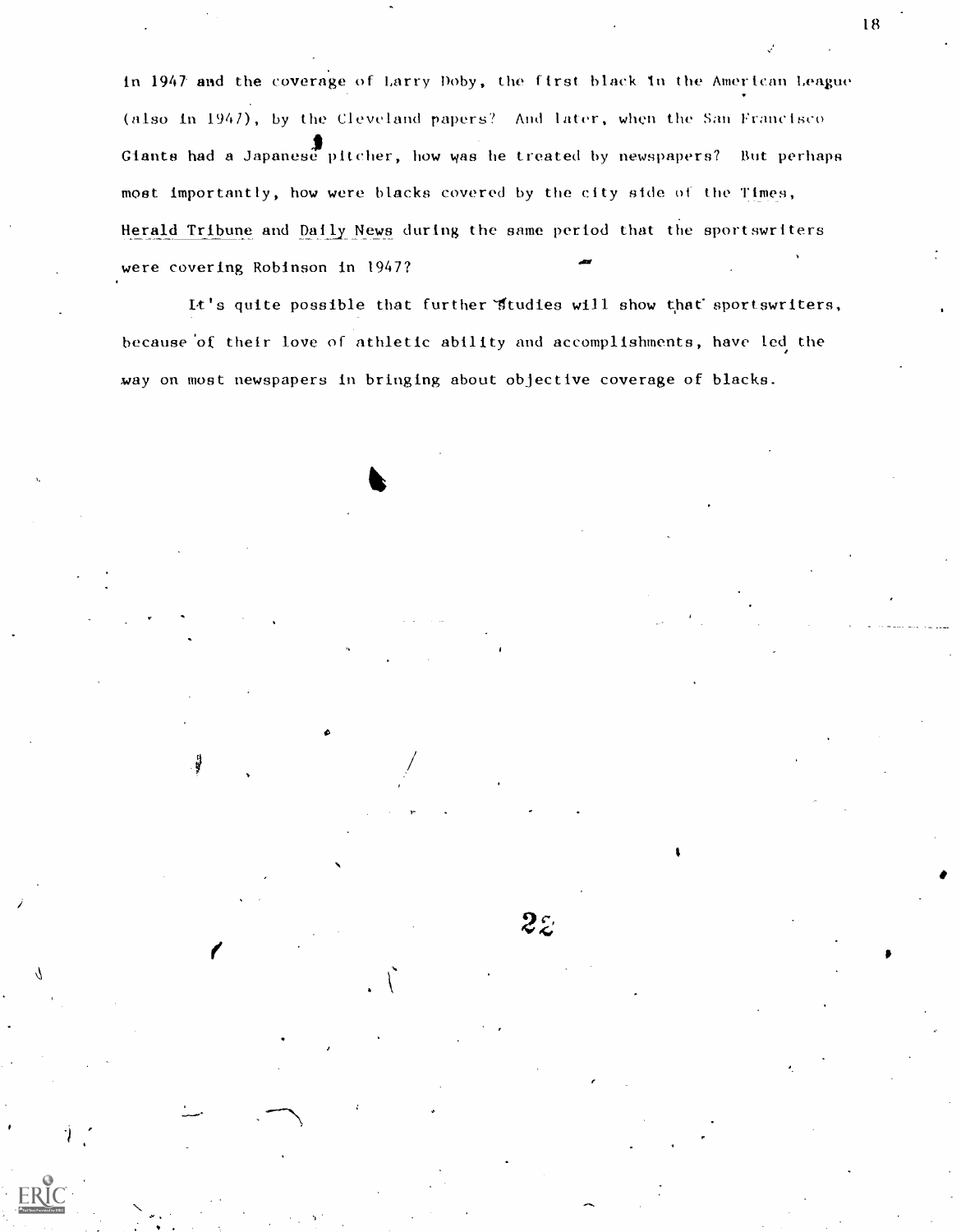in 1947 and the coverage of Larry Doby, the first black in the American League (also in 1947), by the Cleveland papers? And later, when the San Francisco Giants had a Japanese pitcher, how was he treated by newspapers? But perhaps most importantly, how were blacks covered by the city side of the Times, Herald Tribune and Daily News during the same period that the sportswriters were covering Robinson in 1947?

It's quite possible that further studies will show that sportswriters, because of their love of athletic ability and accomplishments, have led the way on most newspapers in bringing about objective coverage of blacks.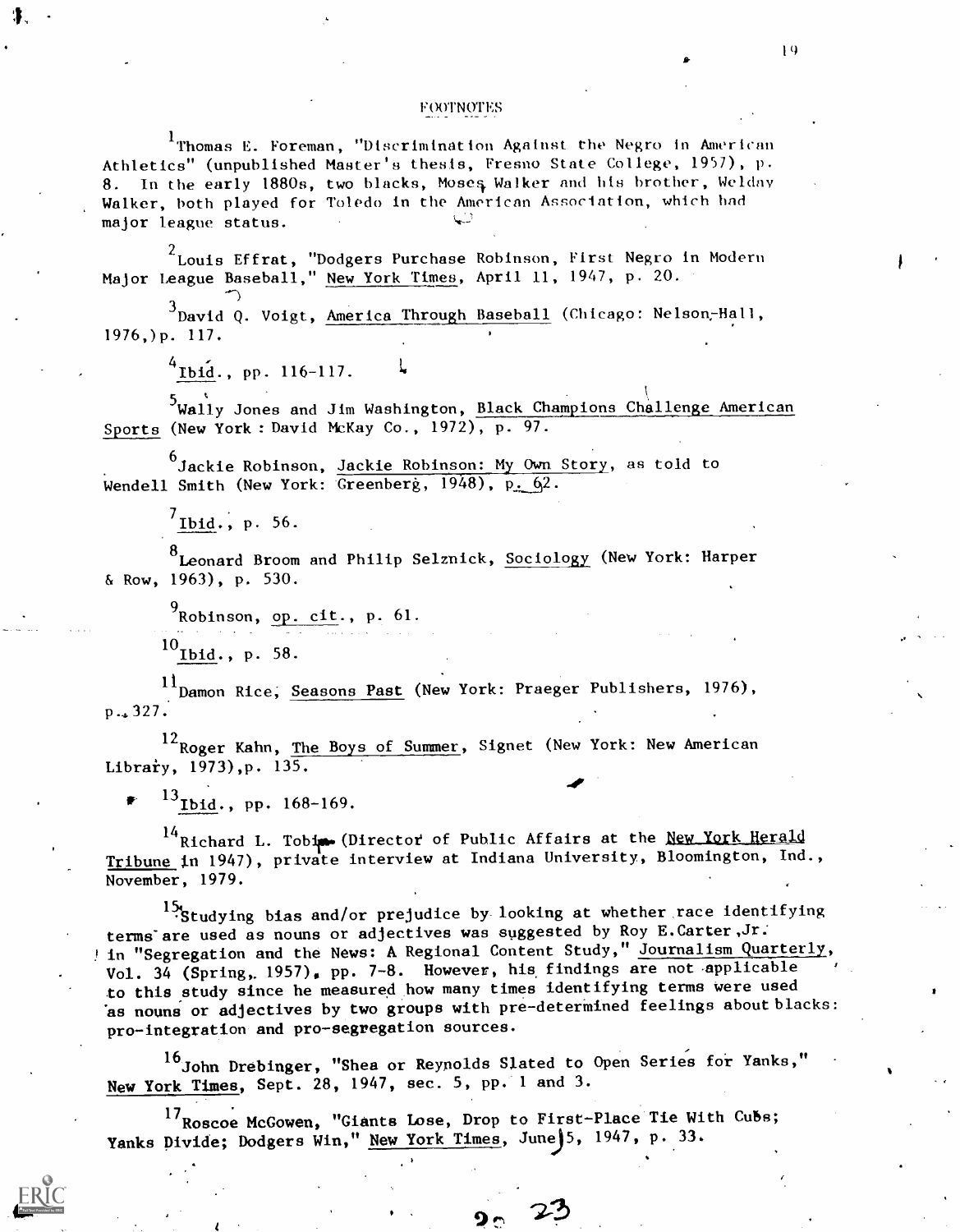## FOOTNOTES

[1]Thomas E. Foreman, "Discrimination Against the Negro in American Athletics" (unpublished Master's thesis, Fresno State College, 1957), p. 8. In the early 1880s, two blacks, Moses Walker and his brother, Welday Walker, both played for Toledo in the American Association, which had major league status.

[2]Louis Effrat, "Dodgers Purchase Robinson, First Negro in Modern Major League Baseball," New York Times, April 11, 1947, p. 20.

[3]David Q. Voigt, America Through Baseball (Chicago: Nelson-Hall, 1976,)p. 117.

[4]Ibid., pp. 116-117.

[5]Wally Jones and Jim Washington, Black Champions Challenge American Sports (New York : David McKay Co., 1972), p. 97.

[6]Jackie Robinson, Jackie Robinson: My Own Story, as told to Wendell Smith (New York: Greenberg, 1948), p. 62.

[7]Ibid., p. 56.

[8]Leonard Broom and Philip Selznick, Sociology (New York: Harper & Row, 1963), p. 530.

[9]Robinson, op. cit., p. 61.

[10]Ibid., p. 58.

[11]Damon Rice, Seasons Past (New York: Praeger Publishers, 1976), p. 327.

[12]Roger Kahn, The Boys of Summer, Signet (New York: New American Library, 1973),p. 135.

[13]Ibid., pp. 168-169.

[14]Richard L. Tobin (Director of Public Affairs at the New York Herald Tribune in 1947), private interview at Indiana University, Bloomington, Ind., November, 1979.

[15]Studying bias and/or prejudice by looking at whether race identifying terms are used as nouns or adjectives was suggested by Roy E. Carter,Jr. in "Segregation and the News: A Regional Content Study," Journalism Quarterly, Vol. 34 (Spring, 1957), pp. 7-8. However, his findings are not applicable to this study since he measured how many times identifying terms were used as nouns or adjectives by two groups with pre-determined feelings about blacks: pro-integration and pro-segregation sources.

[16]John Drebinger, "Shea or Reynolds Slated to Open Series for Yanks," New York Times, Sept. 28, 1947, sec. 5, pp. 1 and 3.

[17]Roscoe McGowen, "Giants Lose, Drop to First-Place Tie With Cubs; Yanks Divide; Dodgers Win," New York Times, June 15, 1947, p. 33.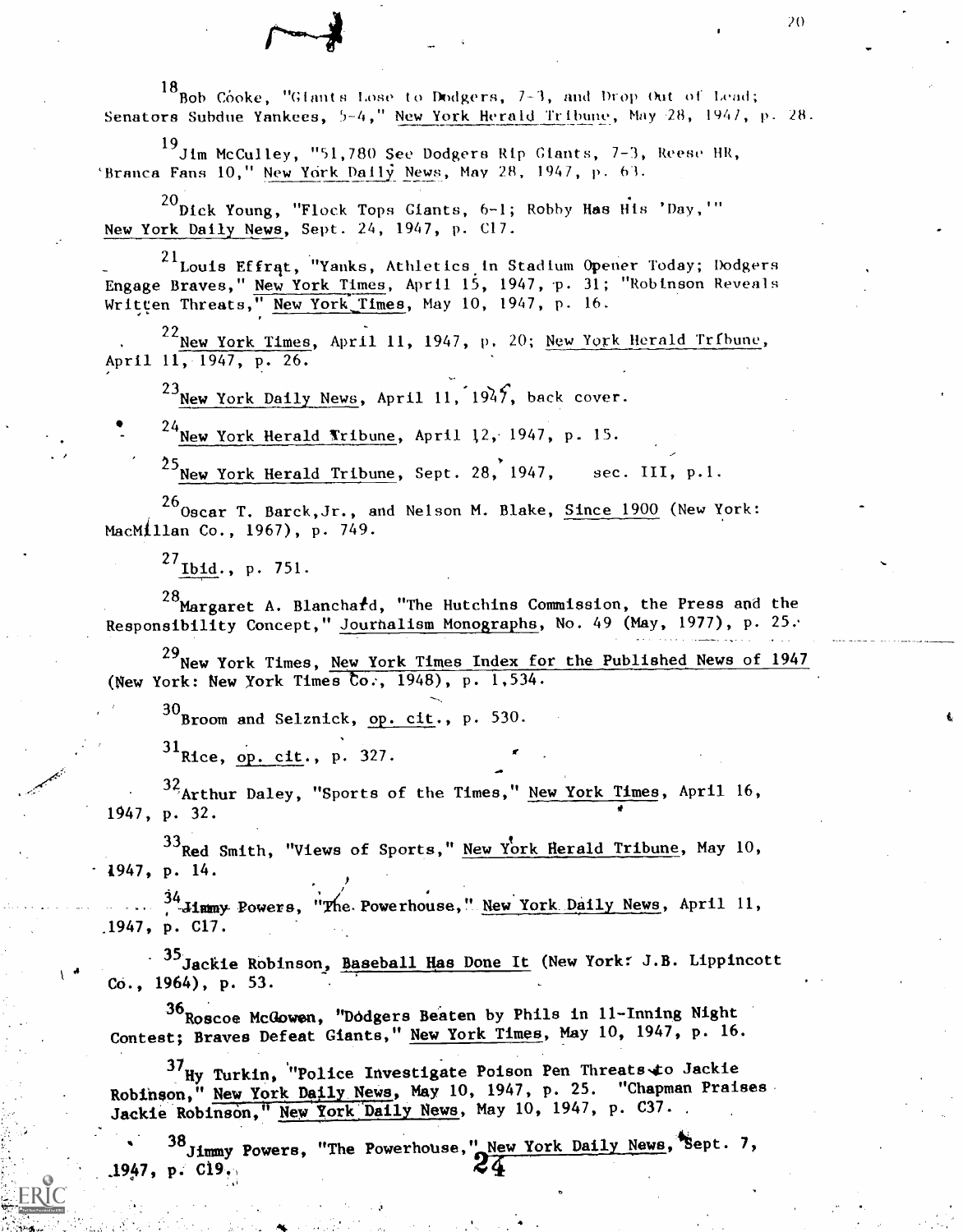[18] Bob Cooke, "Giants Lose to Dodgers, 7-3, and Drop Out of Lead; Senators Subdue Yankees, 5-4," New York Herald Tribune, May 28, 1947, p. 28.

[19] Jim McCulley, "51,780 See Dodgers Rip Giants, 7-3, Reese HR, Branca Fans 10," New York Daily News, May 28, 1947, p. 63.

[20] Dick Young, "Flock Tops Giants, 6-1; Robby Has His 'Day,'" New York Daily News, Sept. 24, 1947, p. C17.

[21] Louis Effrat, "Yanks, Athletics in Stadium Opener Today; Dodgers Engage Braves," New York Times, April 15, 1947, p. 31; "Robinson Reveals Written Threats," New York Times, May 10, 1947, p. 16.

[22] New York Times, April 11, 1947, p. 20; New York Herald Tribune, April 11, 1947, p. 26.

[23] New York Daily News, April 11, 1947, back cover.

[24] New York Herald Tribune, April 12, 1947, p. 15.

[25] New York Herald Tribune, Sept. 28, 1947, sec. III, p.1.

[26] Oscar T. Barck, Jr., and Nelson M. Blake, Since 1900 (New York: MacMillan Co., 1967), p. 749.

[27] Ibid., p. 751.

[28] Margaret A. Blanchard, "The Hutchins Commission, the Press and the Responsibility Concept," Journalism Monographs, No. 49 (May, 1977), p. 25.

[29] New York Times, New York Times Index for the Published News of 1947 (New York: New York Times Co., 1948), p. 1,534.

[30] Broom and Selznick, op. cit., p. 530.

[31] Rice, op. cit., p. 327.

[32] Arthur Daley, "Sports of the Times," New York Times, April 16, 1947, p. 32.

[33] Red Smith, "Views of Sports," New York Herald Tribune, May 10, 1947, p. 14.

[34] Jimmy Powers, "The Powerhouse," New York Daily News, April 11, 1947, p. C17.

[35] Jackie Robinson, Baseball Has Done It (New York: J.B. Lippincott Co., 1964), p. 53.

[36] Roscoe McGowen, "Dodgers Beaten by Phils in 11-Inning Night Contest; Braves Defeat Giants," New York Times, May 10, 1947, p. 16.

[37] Hy Turkin, "Police Investigate Poison Pen Threats to Jackie Robinson," New York Daily News, May 10, 1947, p. 25. "Chapman Praises Jackie Robinson," New York Daily News, May 10, 1947, p. C37.

[38] Jimmy Powers, "The Powerhouse," New York Daily News, Sept. 7, 1947, p. C19.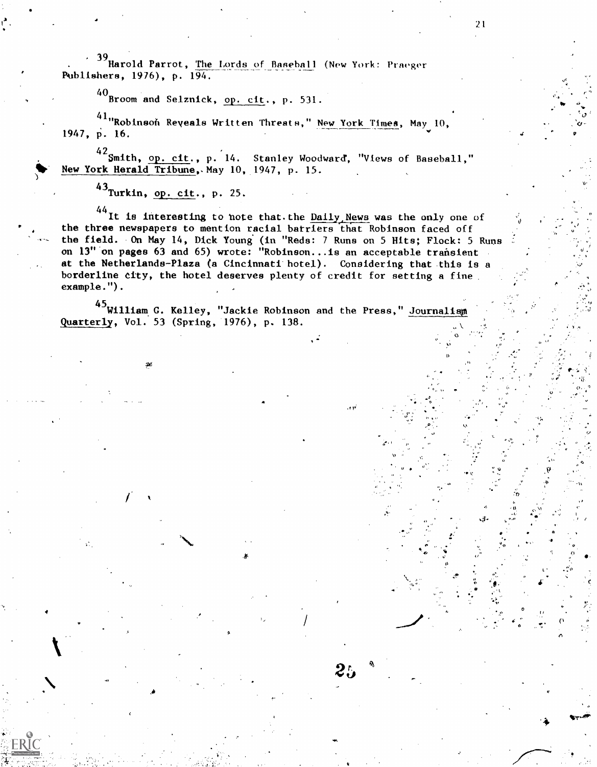[39] Harold Parrot, The Lords of Baseball (New York: Praeger Publishers, 1976), p. 194.

[40] Broom and Selznick, op. cit., p. 531.

[41] "Robinson Reveals Written Threats," New York Times, May 10, 1947, p. 16.

[42] Smith, op. cit., p. 14. Stanley Woodward, "Views of Baseball," New York Herald Tribune, May 10, 1947, p. 15.

[43] Turkin, op. cit., p. 25.

[44] It is interesting to note that the Daily News was the only one of the three newspapers to mention racial barriers that Robinson faced off the field. On May 14, Dick Young (in "Reds: 7 Runs on 5 Hits; Flock: 5 Runs on 13" on pages 63 and 65) wrote: "Robinson...is an acceptable transient at the Netherlands-Plaza (a Cincinnati hotel). Considering that this is a borderline city, the hotel deserves plenty of credit for setting a fine example.").

[45] William G. Kelley, "Jackie Robinson and the Press," Journalism Quarterly, Vol. 53 (Spring, 1976), p. 138.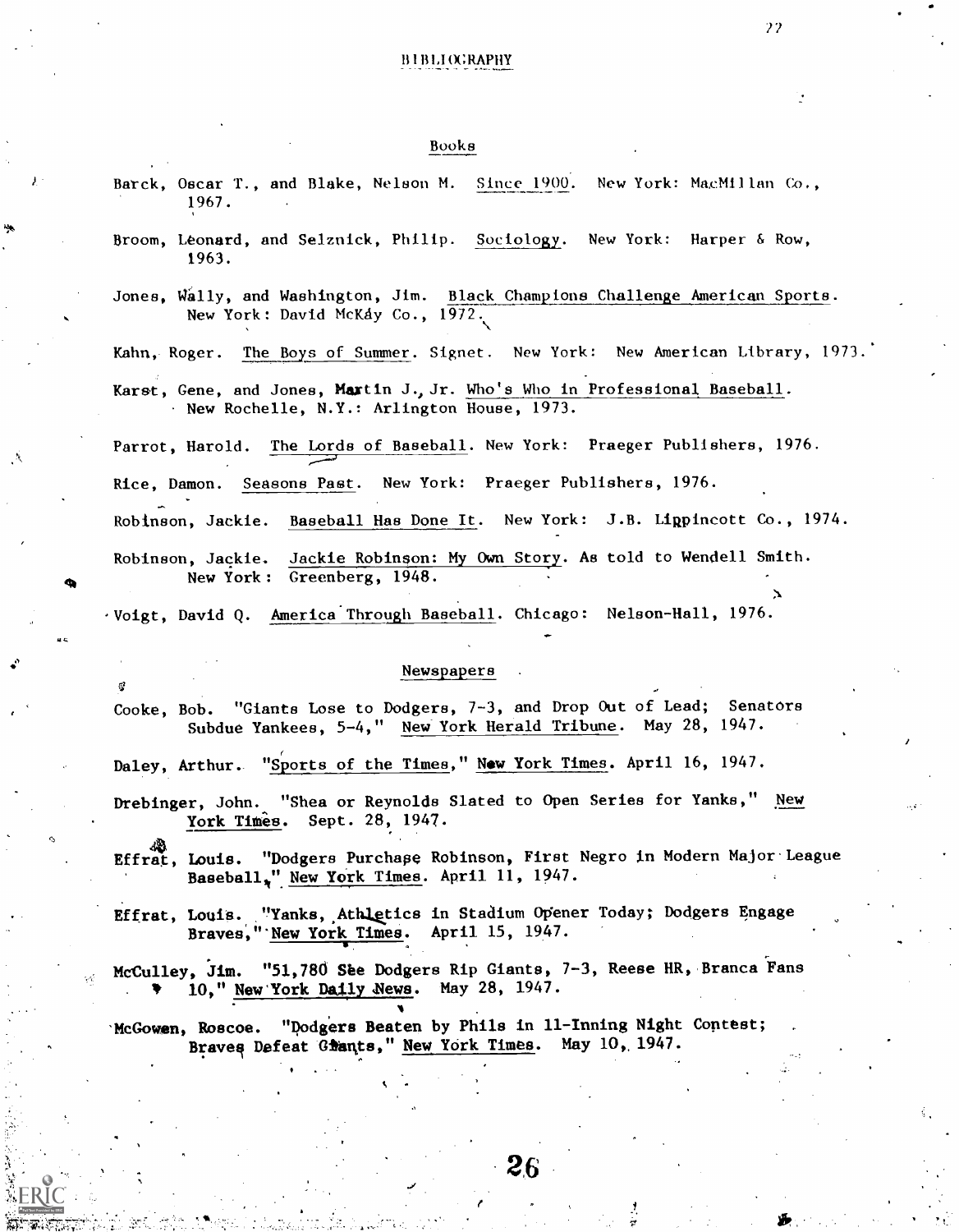# BIBLIOGRAPHY

## Books

Barck, Oscar T., and Blake, Nelson M. Since 1900. New York: MacMillan Co., 1967.

Broom, Leonard, and Selznick, Philip. Sociology. New York: Harper & Row, 1963.

Jones, Wally, and Washington, Jim. Black Champions Challenge American Sports. New York: David McKay Co., 1972.

Kahn, Roger. The Boys of Summer. Signet. New York: New American Library, 1973.

Karst, Gene, and Jones, Martin J., Jr. Who's Who in Professional Baseball. New Rochelle, N.Y.: Arlington House, 1973.

Parrot, Harold. The Lords of Baseball. New York: Praeger Publishers, 1976.

Rice, Damon. Seasons Past. New York: Praeger Publishers, 1976.

Robinson, Jackie. Baseball Has Done It. New York: J.B. Lippincott Co., 1974.

Robinson, Jackie. Jackie Robinson: My Own Story. As told to Wendell Smith. New York: Greenberg, 1948.

Voigt, David Q. America Through Baseball. Chicago: Nelson-Hall, 1976.

## Newspapers

Cooke, Bob. "Giants Lose to Dodgers, 7-3, and Drop Out of Lead; Senators Subdue Yankees, 5-4," New York Herald Tribune. May 28, 1947.

Daley, Arthur. "Sports of the Times," New York Times. April 16, 1947.

Drebinger, John. "Shea or Reynolds Slated to Open Series for Yanks," New York Times. Sept. 28, 1947.

Effrat, Louis. "Dodgers Purchase Robinson, First Negro in Modern Major League Baseball," New York Times. April 11, 1947.

Effrat, Louis. "Yanks, Athletics in Stadium Opener Today; Dodgers Engage Braves," New York Times. April 15, 1947.

McCulley, Jim. "51,780 See Dodgers Rip Giants, 7-3, Reese HR, Branca Fans 10," New York Daily News. May 28, 1947.

McGowen, Roscoe. "Dodgers Beaten by Phils in 11-Inning Night Contest; Braves Defeat Giants," New York Times. May 10, 1947.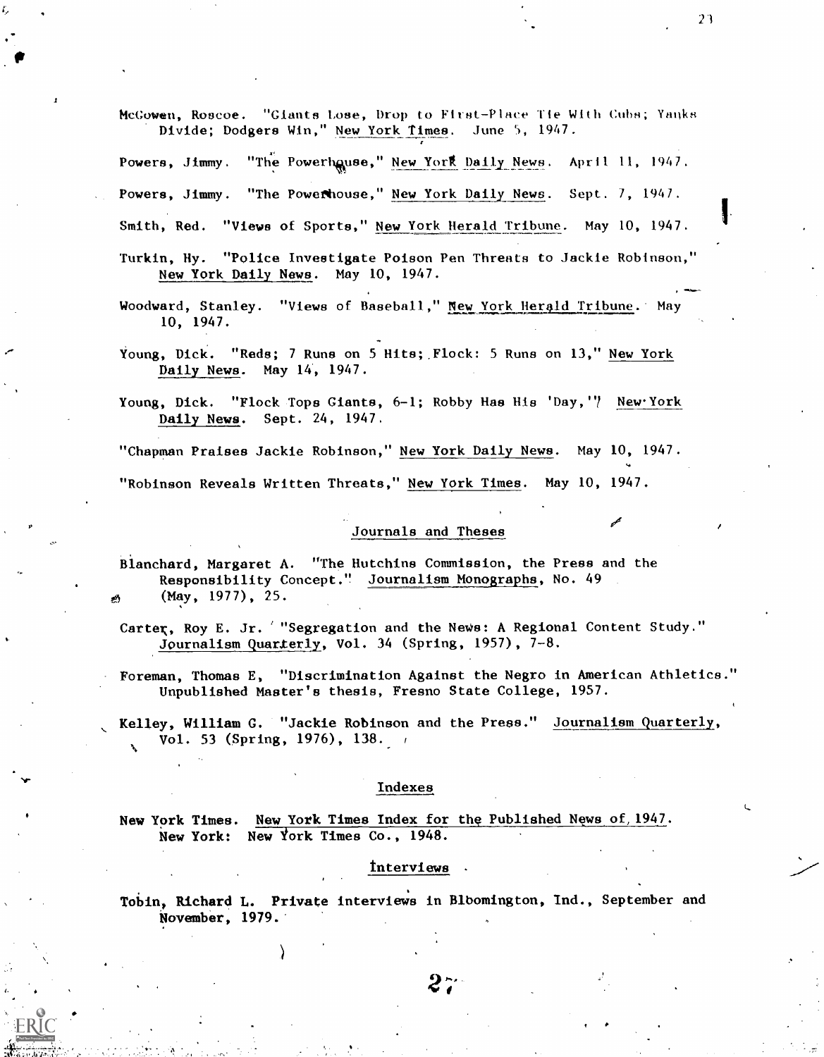McGowen, Roscoe. "Giants Lose, Drop to First-Place Tie With Cubs; Yanks Divide; Dodgers Win," New York Times. June 5, 1947.

Powers, Jimmy. "The Powerhouse," New York Daily News. April 11, 1947.

Powers, Jimmy. "The Powerhouse," New York Daily News. Sept. 7, 1947.

Smith, Red. "Views of Sports," New York Herald Tribune. May 10, 1947.

Turkin, Hy. "Police Investigate Poison Pen Threats to Jackie Robinson," New York Daily News. May 10, 1947.

Woodward, Stanley. "Views of Baseball," New York Herald Tribune. May 10, 1947.

Young, Dick. "Reds; 7 Runs on 5 Hits; Flock: 5 Runs on 13," New York Daily News. May 14, 1947.

Young, Dick. "Flock Tops Giants, 6-1; Robby Has His 'Day,'" New York Daily News. Sept. 24, 1947.

"Chapman Praises Jackie Robinson," New York Daily News. May 10, 1947.

"Robinson Reveals Written Threats," New York Times. May 10, 1947.

## Journals and Theses

Blanchard, Margaret A. "The Hutchins Commission, the Press and the Responsibility Concept." Journalism Monographs, No. 49 (May, 1977), 25.

Carter, Roy E. Jr. "Segregation and the News: A Regional Content Study." Journalism Quarterly, Vol. 34 (Spring, 1957), 7-8.

Foreman, Thomas E, "Discrimination Against the Negro in American Athletics." Unpublished Master's thesis, Fresno State College, 1957.

Kelley, William G. "Jackie Robinson and the Press." Journalism Quarterly, Vol. 53 (Spring, 1976), 138.

## Indexes

New York Times. New York Times Index for the Published News of 1947. New York: New York Times Co., 1948.

## Interviews

Tobin, Richard L. Private interviews in Bloomington, Ind., September and November, 1979.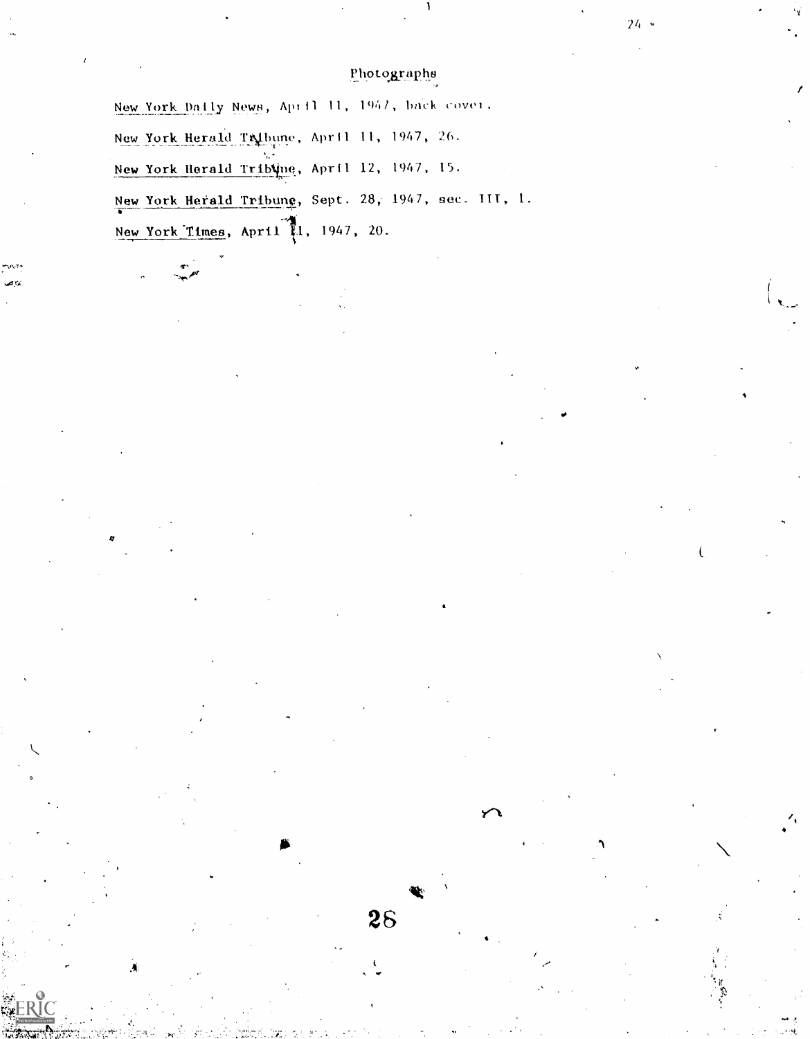## Photographs

New York Daily News, April 11, 1947, back cover.

New York Herald Tribune, April 11, 1947, 26.

New York Herald Tribune, April 12, 1947, 15.

New York Herald Tribune, Sept. 28, 1947, sec. III, 1.

New York Times, April 11, 1947, 20.